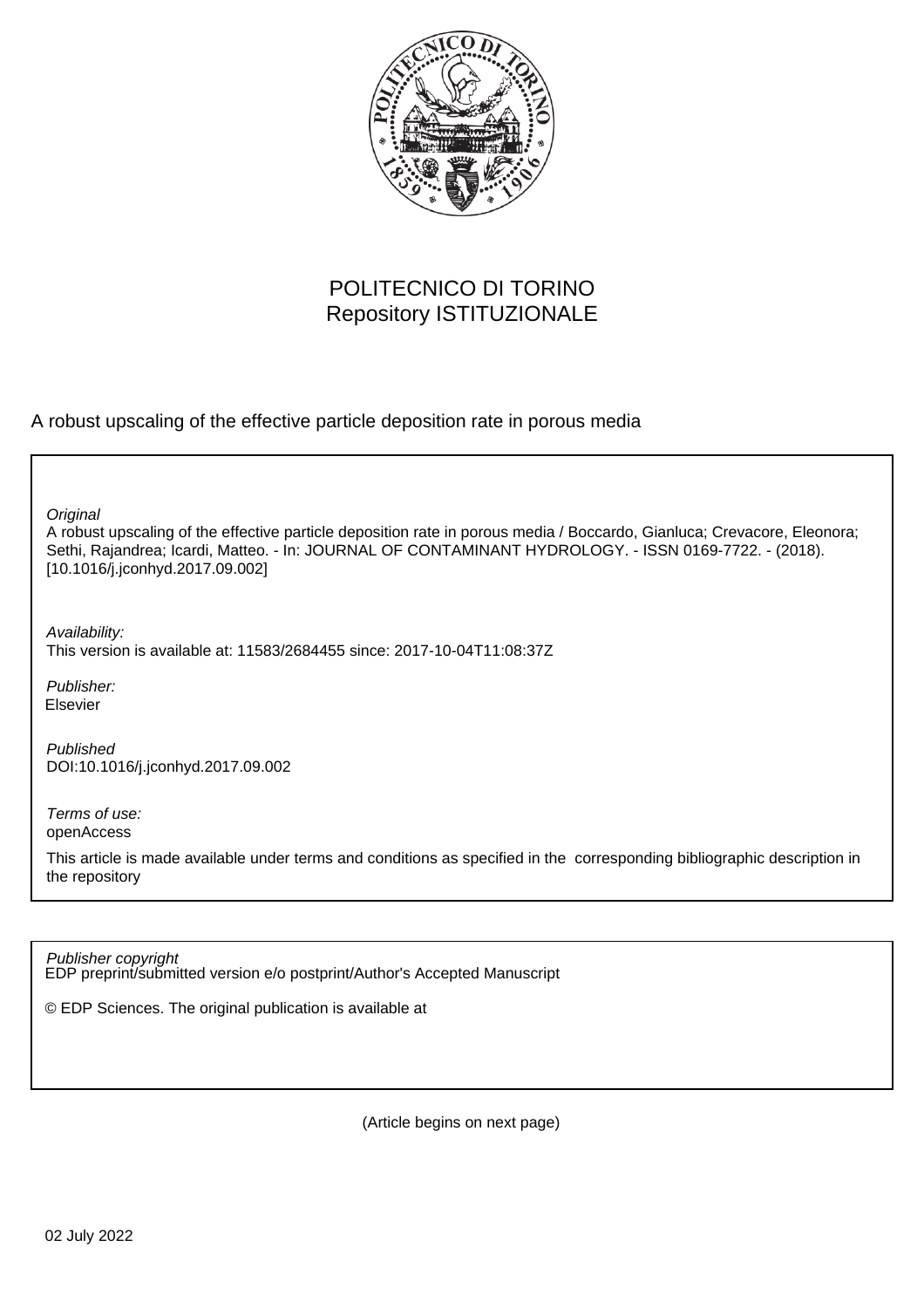POLITECNICO DI TORINO
Repository ISTITUZIONALE

A robust upscaling of the effective particle deposition rate in porous media

*Original*
A robust upscaling of the effective particle deposition rate in porous media / Boccardo, Gianluca; Crevacore, Eleonora; Sethi, Rajandrea; Icardi, Matteo. - In: JOURNAL OF CONTAMINANT HYDROLOGY. - ISSN 0169-7722. - (2018). [10.1016/j.jconhyd.2017.09.002]

*Availability:*
This version is available at: 11583/2684455 since: 2017-10-04T11:08:37Z

*Publisher:*
Elsevier

*Published*
DOI:10.1016/j.jconhyd.2017.09.002

*Terms of use:*
openAccess

This article is made available under terms and conditions as specified in the corresponding bibliographic description in the repository

*Publisher copyright*
EDP preprint/submitted version e/o postprint/Author's Accepted Manuscript

© EDP Sciences. The original publication is available at

(Article begins on next page)

02 July 2022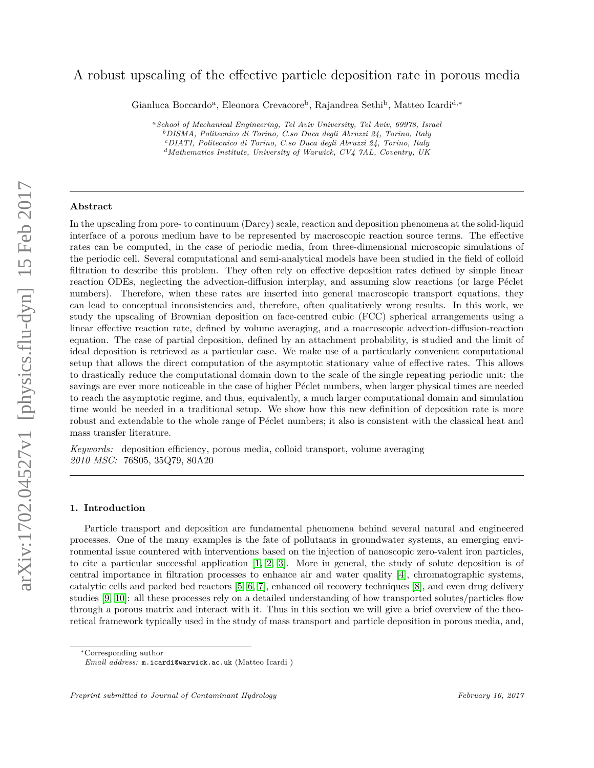# A robust upscaling of the effective particle deposition rate in porous media

Gianluca Boccardo[a], Eleonora Crevacore[b], Rajandrea Sethi[b], Matteo Icardi[d,*]

[a]*School of Mechanical Engineering, Tel Aviv University, Tel Aviv, 69978, Israel*
[b]*DISMA, Politecnico di Torino, C.so Duca degli Abruzzi 24, Torino, Italy*
[c]*DIATI, Politecnico di Torino, C.so Duca degli Abruzzi 24, Torino, Italy*
[d]*Mathematics Institute, University of Warwick, CV4 7AL, Coventry, UK*

## Abstract

In the upscaling from pore- to continuum (Darcy) scale, reaction and deposition phenomena at the solid-liquid interface of a porous medium have to be represented by macroscopic reaction source terms. The effective rates can be computed, in the case of periodic media, from three-dimensional microscopic simulations of the periodic cell. Several computational and semi-analytical models have been studied in the field of colloid filtration to describe this problem. They often rely on effective deposition rates defined by simple linear reaction ODEs, neglecting the advection-diffusion interplay, and assuming slow reactions (or large Péclet numbers). Therefore, when these rates are inserted into general macroscopic transport equations, they can lead to conceptual inconsistencies and, therefore, often qualitatively wrong results. In this work, we study the upscaling of Brownian deposition on face-centred cubic (FCC) spherical arrangements using a linear effective reaction rate, defined by volume averaging, and a macroscopic advection-diffusion-reaction equation. The case of partial deposition, defined by an attachment probability, is studied and the limit of ideal deposition is retrieved as a particular case. We make use of a particularly convenient computational setup that allows the direct computation of the asymptotic stationary value of effective rates. This allows to drastically reduce the computational domain down to the scale of the single repeating periodic unit: the savings are ever more noticeable in the case of higher Péclet numbers, when larger physical times are needed to reach the asymptotic regime, and thus, equivalently, a much larger computational domain and simulation time would be needed in a traditional setup. We show how this new definition of deposition rate is more robust and extendable to the whole range of Péclet numbers; it also is consistent with the classical heat and mass transfer literature.

*Keywords:* deposition efficiency, porous media, colloid transport, volume averaging
*2010 MSC:* 76S05, 35Q79, 80A20

## 1. Introduction

Particle transport and deposition are fundamental phenomena behind several natural and engineered processes. One of the many examples is the fate of pollutants in groundwater systems, an emerging environmental issue countered with interventions based on the injection of nanoscopic zero-valent iron particles, to cite a particular successful application [1, 2, 3]. More in general, the study of solute deposition is of central importance in filtration processes to enhance air and water quality [4], chromatographic systems, catalytic cells and packed bed reactors [5, 6, 7], enhanced oil recovery techniques [8], and even drug delivery studies [9, 10]: all these processes rely on a detailed understanding of how transported solutes/particles flow through a porous matrix and interact with it. Thus in this section we will give a brief overview of the theoretical framework typically used in the study of mass transport and particle deposition in porous media, and,

*Corresponding author
*Email address:* m.icardi@warwick.ac.uk (Matteo Icardi )

*Preprint submitted to Journal of Contaminant Hydrology* February 16, 2017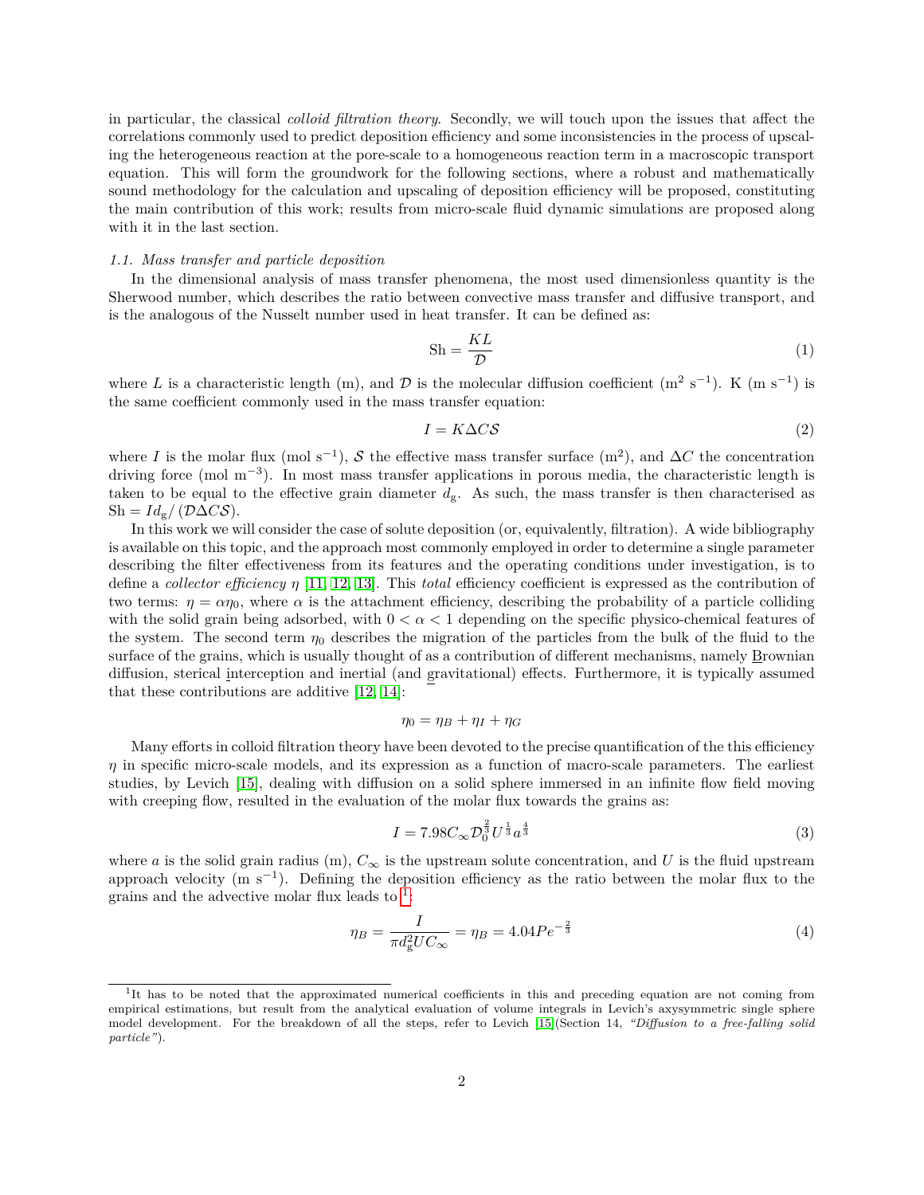in particular, the classical *colloid filtration theory*. Secondly, we will touch upon the issues that affect the correlations commonly used to predict deposition efficiency and some inconsistencies in the process of upscaling the heterogeneous reaction at the pore-scale to a homogeneous reaction term in a macroscopic transport equation. This will form the groundwork for the following sections, where a robust and mathematically sound methodology for the calculation and upscaling of deposition efficiency will be proposed, constituting the main contribution of this work; results from micro-scale fluid dynamic simulations are proposed along with it in the last section.

### 1.1. Mass transfer and particle deposition

In the dimensional analysis of mass transfer phenomena, the most used dimensionless quantity is the Sherwood number, which describes the ratio between convective mass transfer and diffusive transport, and is the analogous of the Nusselt number used in heat transfer. It can be defined as:

$$\mathrm{Sh} = \frac{KL}{\mathcal{D}} \tag{1}$$

where $L$ is a characteristic length (m), and $\mathcal{D}$ is the molecular diffusion coefficient (m$^2$ s$^{-1}$). K (m s$^{-1}$) is the same coefficient commonly used in the mass transfer equation:

$$I = K\Delta C\mathcal{S} \tag{2}$$

where $I$ is the molar flux (mol s$^{-1}$), $\mathcal{S}$ the effective mass transfer surface (m$^2$), and $\Delta C$ the concentration driving force (mol m$^{-3}$). In most mass transfer applications in porous media, the characteristic length is taken to be equal to the effective grain diameter $d_\mathrm{g}$. As such, the mass transfer is then characterised as $\mathrm{Sh} = Id_\mathrm{g}/\left(\mathcal{D}\Delta C\mathcal{S}\right)$.

In this work we will consider the case of solute deposition (or, equivalently, filtration). A wide bibliography is available on this topic, and the approach most commonly employed in order to determine a single parameter describing the filter effectiveness from its features and the operating conditions under investigation, is to define a *collector efficiency* $\eta$ [11, 12, 13]. This *total* efficiency coefficient is expressed as the contribution of two terms: $\eta = \alpha\eta_0$, where $\alpha$ is the attachment efficiency, describing the probability of a particle colliding with the solid grain being adsorbed, with $0 < \alpha < 1$ depending on the specific physico-chemical features of the system. The second term $\eta_0$ describes the migration of the particles from the bulk of the fluid to the surface of the grains, which is usually thought of as a contribution of different mechanisms, namely Brownian diffusion, sterical interception and inertial (and gravitational) effects. Furthermore, it is typically assumed that these contributions are additive [12, 14]:

$$\eta_0 = \eta_B + \eta_I + \eta_G$$

Many efforts in colloid filtration theory have been devoted to the precise quantification of the this efficiency $\eta$ in specific micro-scale models, and its expression as a function of macro-scale parameters. The earliest studies, by Levich [15], dealing with diffusion on a solid sphere immersed in an infinite flow field moving with creeping flow, resulted in the evaluation of the molar flux towards the grains as:

$$I = 7.98C_\infty\mathcal{D}_0^{\frac{2}{3}}U^{\frac{1}{3}}a^{\frac{4}{3}} \tag{3}$$

where $a$ is the solid grain radius (m), $C_\infty$ is the upstream solute concentration, and $U$ is the fluid upstream approach velocity (m s$^{-1}$). Defining the deposition efficiency as the ratio between the molar flux to the grains and the advective molar flux leads to [1]:

$$\eta_B = \frac{I}{\pi d_\mathrm{g}^2UC_\infty} = \eta_B = 4.04Pe^{-\frac{2}{3}} \tag{4}$$

[1] It has to be noted that the approximated numerical coefficients in this and preceding equation are not coming from empirical estimations, but result from the analytical evaluation of volume integrals in Levich's axysymmetric single sphere model development. For the breakdown of all the steps, refer to Levich [15](Section 14, *"Diffusion to a free-falling solid particle"*).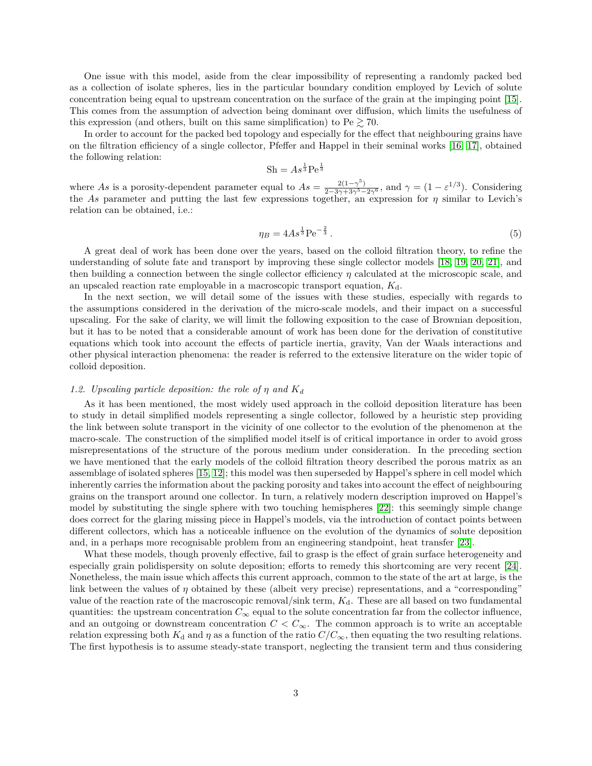One issue with this model, aside from the clear impossibility of representing a randomly packed bed as a collection of isolate spheres, lies in the particular boundary condition employed by Levich of solute concentration being equal to upstream concentration on the surface of the grain at the impinging point [15]. This comes from the assumption of advection being dominant over diffusion, which limits the usefulness of this expression (and others, built on this same simplification) to $\mathrm{Pe} \gtrsim 70$.

In order to account for the packed bed topology and especially for the effect that neighbouring grains have on the filtration efficiency of a single collector, Pfeffer and Happel in their seminal works [16, 17], obtained the following relation:

$$\mathrm{Sh} = As^{\frac{1}{3}}\mathrm{Pe}^{\frac{1}{3}}$$

where $As$ is a porosity-dependent parameter equal to $As = \frac{2(1-\gamma^5)}{2-3\gamma+3\gamma^5-2\gamma^6}$, and $\gamma = (1-\varepsilon^{1/3})$. Considering the $As$ parameter and putting the last few expressions together, an expression for $\eta$ similar to Levich's relation can be obtained, i.e.:

$$\eta_B = 4As^{\frac{1}{3}}\mathrm{Pe}^{-\frac{2}{3}}\,. \tag{5}$$

A great deal of work has been done over the years, based on the colloid filtration theory, to refine the understanding of solute fate and transport by improving these single collector models [18, 19, 20, 21], and then building a connection between the single collector efficiency $\eta$ calculated at the microscopic scale, and an upscaled reaction rate employable in a macroscopic transport equation, $K_\mathrm{d}$.

In the next section, we will detail some of the issues with these studies, especially with regards to the assumptions considered in the derivation of the micro-scale models, and their impact on a successful upscaling. For the sake of clarity, we will limit the following exposition to the case of Brownian deposition, but it has to be noted that a considerable amount of work has been done for the derivation of constitutive equations which took into account the effects of particle inertia, gravity, Van der Waals interactions and other physical interaction phenomena: the reader is referred to the extensive literature on the wider topic of colloid deposition.

### *1.2. Upscaling particle deposition: the role of $\eta$ and $K_d$*

As it has been mentioned, the most widely used approach in the colloid deposition literature has been to study in detail simplified models representing a single collector, followed by a heuristic step providing the link between solute transport in the vicinity of one collector to the evolution of the phenomenon at the macro-scale. The construction of the simplified model itself is of critical importance in order to avoid gross misrepresentations of the structure of the porous medium under consideration. In the preceding section we have mentioned that the early models of the colloid filtration theory described the porous matrix as an assemblage of isolated spheres [15, 12]; this model was then superseded by Happel's sphere in cell model which inherently carries the information about the packing porosity and takes into account the effect of neighbouring grains on the transport around one collector. In turn, a relatively modern description improved on Happel's model by substituting the single sphere with two touching hemispheres [22]: this seemingly simple change does correct for the glaring missing piece in Happel's models, via the introduction of contact points between different collectors, which has a noticeable influence on the evolution of the dynamics of solute deposition and, in a perhaps more recognisable problem from an engineering standpoint, heat transfer [23].

What these models, though provenly effective, fail to grasp is the effect of grain surface heterogeneity and especially grain polidispersity on solute deposition; efforts to remedy this shortcoming are very recent [24]. Nonetheless, the main issue which affects this current approach, common to the state of the art at large, is the link between the values of $\eta$ obtained by these (albeit very precise) representations, and a "corresponding" value of the reaction rate of the macroscopic removal/sink term, $K_\mathrm{d}$. These are all based on two fundamental quantities: the upstream concentration $C_\infty$ equal to the solute concentration far from the collector influence, and an outgoing or downstream concentration $C < C_\infty$. The common approach is to write an acceptable relation expressing both $K_\mathrm{d}$ and $\eta$ as a function of the ratio $C/C_\infty$, then equating the two resulting relations. The first hypothesis is to assume steady-state transport, neglecting the transient term and thus considering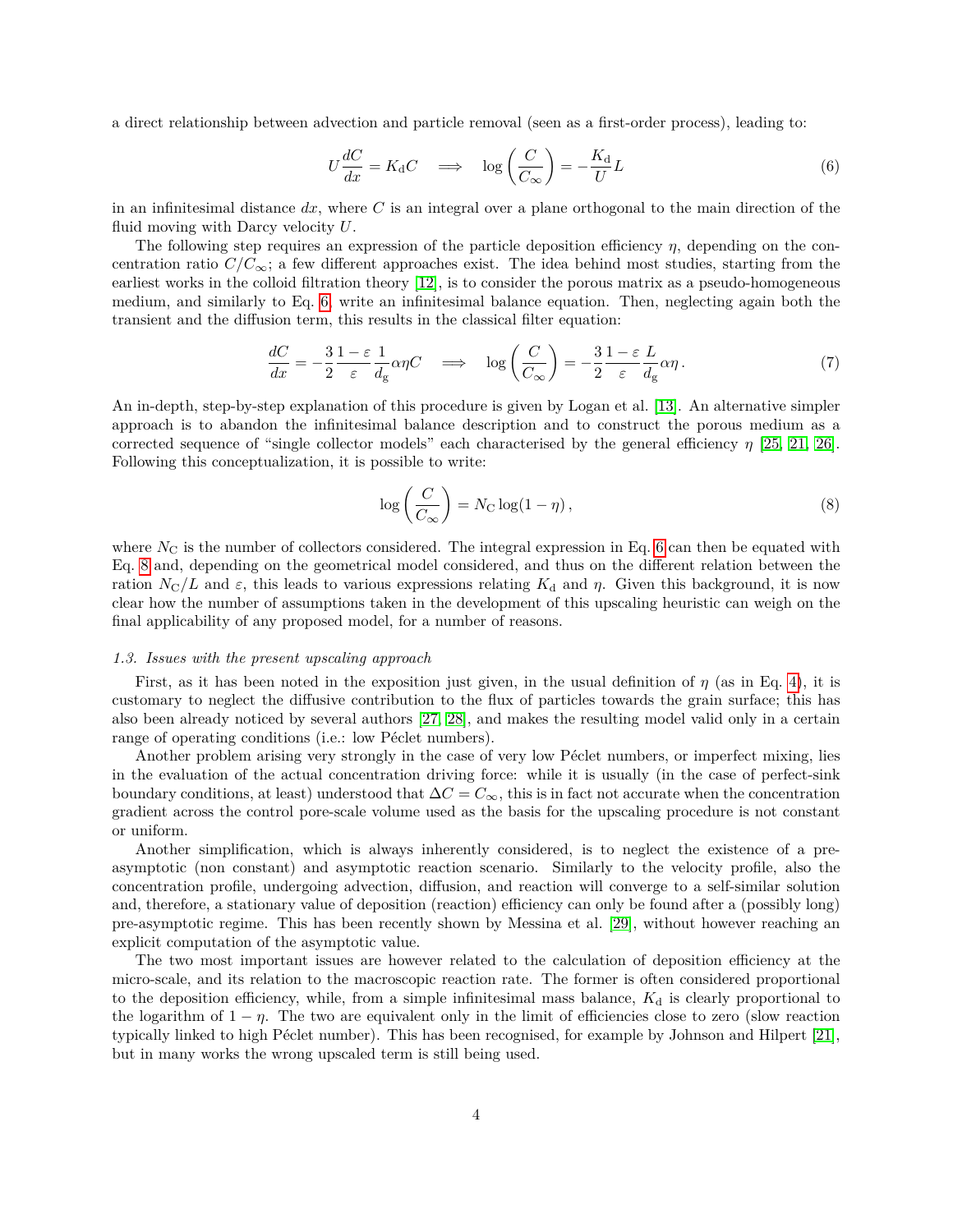a direct relationship between advection and particle removal (seen as a first-order process), leading to:

$$U \frac{dC}{dx} = K_{\mathrm{d}} C \quad \Longrightarrow \quad \log\left(\frac{C}{C_\infty}\right) = -\frac{K_{\mathrm{d}}}{U} L \tag{6}$$

in an infinitesimal distance $dx$, where $C$ is an integral over a plane orthogonal to the main direction of the fluid moving with Darcy velocity $U$.

The following step requires an expression of the particle deposition efficiency $\eta$, depending on the concentration ratio $C/C_\infty$; a few different approaches exist. The idea behind most studies, starting from the earliest works in the colloid filtration theory [12], is to consider the porous matrix as a pseudo-homogeneous medium, and similarly to Eq. 6, write an infinitesimal balance equation. Then, neglecting again both the transient and the diffusion term, this results in the classical filter equation:

$$\frac{dC}{dx} = -\frac{3}{2}\frac{1-\varepsilon}{\varepsilon}\frac{1}{d_{\mathrm{g}}}\alpha\eta C \quad \Longrightarrow \quad \log\left(\frac{C}{C_\infty}\right) = -\frac{3}{2}\frac{1-\varepsilon}{\varepsilon}\frac{L}{d_{\mathrm{g}}}\alpha\eta\,. \tag{7}$$

An in-depth, step-by-step explanation of this procedure is given by Logan et al. [13]. An alternative simpler approach is to abandon the infinitesimal balance description and to construct the porous medium as a corrected sequence of "single collector models" each characterised by the general efficiency $\eta$ [25, 21, 26]. Following this conceptualization, it is possible to write:

$$\log\left(\frac{C}{C_\infty}\right) = N_{\mathrm{C}} \log(1-\eta)\,, \tag{8}$$

where $N_{\mathrm{C}}$ is the number of collectors considered. The integral expression in Eq. 6 can then be equated with Eq. 8 and, depending on the geometrical model considered, and thus on the different relation between the ration $N_{\mathrm{C}}/L$ and $\varepsilon$, this leads to various expressions relating $K_{\mathrm{d}}$ and $\eta$. Given this background, it is now clear how the number of assumptions taken in the development of this upscaling heuristic can weigh on the final applicability of any proposed model, for a number of reasons.

### *1.3. Issues with the present upscaling approach*

First, as it has been noted in the exposition just given, in the usual definition of $\eta$ (as in Eq. 4), it is customary to neglect the diffusive contribution to the flux of particles towards the grain surface; this has also been already noticed by several authors [27, 28], and makes the resulting model valid only in a certain range of operating conditions (i.e.: low Péclet numbers).

Another problem arising very strongly in the case of very low Péclet numbers, or imperfect mixing, lies in the evaluation of the actual concentration driving force: while it is usually (in the case of perfect-sink boundary conditions, at least) understood that $\Delta C = C_\infty$, this is in fact not accurate when the concentration gradient across the control pore-scale volume used as the basis for the upscaling procedure is not constant or uniform.

Another simplification, which is always inherently considered, is to neglect the existence of a pre-asymptotic (non constant) and asymptotic reaction scenario. Similarly to the velocity profile, also the concentration profile, undergoing advection, diffusion, and reaction will converge to a self-similar solution and, therefore, a stationary value of deposition (reaction) efficiency can only be found after a (possibly long) pre-asymptotic regime. This has been recently shown by Messina et al. [29], without however reaching an explicit computation of the asymptotic value.

The two most important issues are however related to the calculation of deposition efficiency at the micro-scale, and its relation to the macroscopic reaction rate. The former is often considered proportional to the deposition efficiency, while, from a simple infinitesimal mass balance, $K_{\mathrm{d}}$ is clearly proportional to the logarithm of $1-\eta$. The two are equivalent only in the limit of efficiencies close to zero (slow reaction typically linked to high Péclet number). This has been recognised, for example by Johnson and Hilpert [21], but in many works the wrong upscaled term is still being used.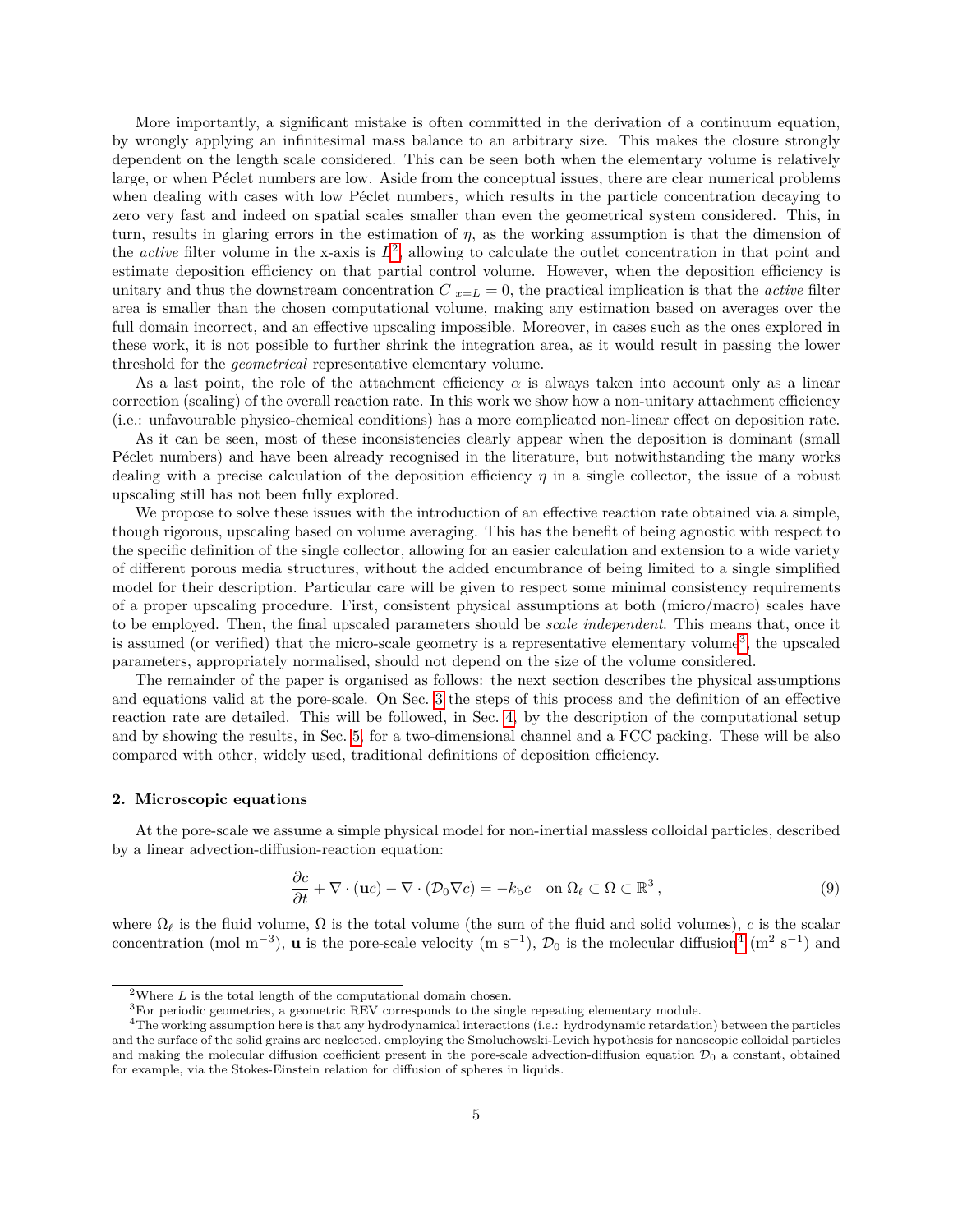More importantly, a significant mistake is often committed in the derivation of a continuum equation, by wrongly applying an infinitesimal mass balance to an arbitrary size. This makes the closure strongly dependent on the length scale considered. This can be seen both when the elementary volume is relatively large, or when Péclet numbers are low. Aside from the conceptual issues, there are clear numerical problems when dealing with cases with low Péclet numbers, which results in the particle concentration decaying to zero very fast and indeed on spatial scales smaller than even the geometrical system considered. This, in turn, results in glaring errors in the estimation of $\eta$, as the working assumption is that the dimension of the *active* filter volume in the x-axis is $L$[2], allowing to calculate the outlet concentration in that point and estimate deposition efficiency on that partial control volume. However, when the deposition efficiency is unitary and thus the downstream concentration $C|_{x=L} = 0$, the practical implication is that the *active* filter area is smaller than the chosen computational volume, making any estimation based on averages over the full domain incorrect, and an effective upscaling impossible. Moreover, in cases such as the ones explored in these work, it is not possible to further shrink the integration area, as it would result in passing the lower threshold for the *geometrical* representative elementary volume.

As a last point, the role of the attachment efficiency $\alpha$ is always taken into account only as a linear correction (scaling) of the overall reaction rate. In this work we show how a non-unitary attachment efficiency (i.e.: unfavourable physico-chemical conditions) has a more complicated non-linear effect on deposition rate.

As it can be seen, most of these inconsistencies clearly appear when the deposition is dominant (small Péclet numbers) and have been already recognised in the literature, but notwithstanding the many works dealing with a precise calculation of the deposition efficiency $\eta$ in a single collector, the issue of a robust upscaling still has not been fully explored.

We propose to solve these issues with the introduction of an effective reaction rate obtained via a simple, though rigorous, upscaling based on volume averaging. This has the benefit of being agnostic with respect to the specific definition of the single collector, allowing for an easier calculation and extension to a wide variety of different porous media structures, without the added encumbrance of being limited to a single simplified model for their description. Particular care will be given to respect some minimal consistency requirements of a proper upscaling procedure. First, consistent physical assumptions at both (micro/macro) scales have to be employed. Then, the final upscaled parameters should be *scale independent*. This means that, once it is assumed (or verified) that the micro-scale geometry is a representative elementary volume[3], the upscaled parameters, appropriately normalised, should not depend on the size of the volume considered.

The remainder of the paper is organised as follows: the next section describes the physical assumptions and equations valid at the pore-scale. On Sec. 3 the steps of this process and the definition of an effective reaction rate are detailed. This will be followed, in Sec. 4, by the description of the computational setup and by showing the results, in Sec. 5, for a two-dimensional channel and a FCC packing. These will be also compared with other, widely used, traditional definitions of deposition efficiency.

## 2. Microscopic equations

At the pore-scale we assume a simple physical model for non-inertial massless colloidal particles, described by a linear advection-diffusion-reaction equation:

$$\frac{\partial c}{\partial t} + \nabla \cdot (\mathbf{u}c) - \nabla \cdot (\mathcal{D}_0 \nabla c) = -k_{\mathrm{b}} c \quad \text{on } \Omega_\ell \subset \Omega \subset \mathbb{R}^3\,, \tag{9}$$

where $\Omega_\ell$ is the fluid volume, $\Omega$ is the total volume (the sum of the fluid and solid volumes), $c$ is the scalar concentration (mol m$^{-3}$), $\mathbf{u}$ is the pore-scale velocity (m s$^{-1}$), $\mathcal{D}_0$ is the molecular diffusion[4] (m$^2$ s$^{-1}$) and

[2] Where $L$ is the total length of the computational domain chosen.

[3] For periodic geometries, a geometric REV corresponds to the single repeating elementary module.

[4] The working assumption here is that any hydrodynamical interactions (i.e.: hydrodynamic retardation) between the particles and the surface of the solid grains are neglected, employing the Smoluchowski-Levich hypothesis for nanoscopic colloidal particles and making the molecular diffusion coefficient present in the pore-scale advection-diffusion equation $\mathcal{D}_0$ a constant, obtained for example, via the Stokes-Einstein relation for diffusion of spheres in liquids.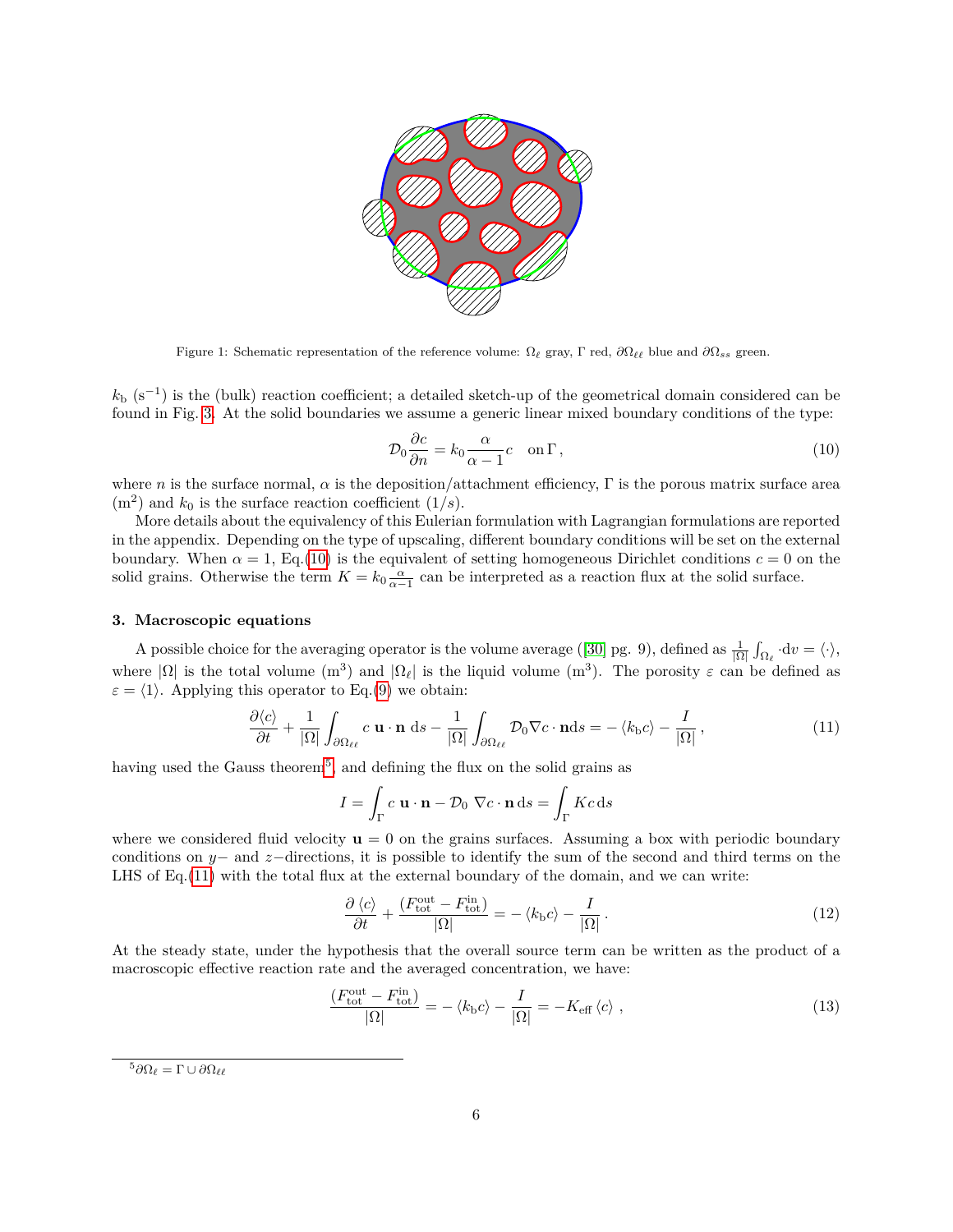Figure 1: Schematic representation of the reference volume: $\Omega_\ell$ gray, $\Gamma$ red, $\partial\Omega_{\ell\ell}$ blue and $\partial\Omega_{ss}$ green.

$k_\mathrm{b}$ ($\mathrm{s}^{-1}$) is the (bulk) reaction coefficient; a detailed sketch-up of the geometrical domain considered can be found in Fig. 3. At the solid boundaries we assume a generic linear mixed boundary conditions of the type:

$$\mathcal{D}_0 \frac{\partial c}{\partial n} = k_0 \frac{\alpha}{\alpha - 1} c \quad \text{on}\, \Gamma \,, \tag{10}$$

where $n$ is the surface normal, $\alpha$ is the deposition/attachment efficiency, $\Gamma$ is the porous matrix surface area ($\mathrm{m}^2$) and $k_0$ is the surface reaction coefficient ($1/s$).

More details about the equivalency of this Eulerian formulation with Lagrangian formulations are reported in the appendix. Depending on the type of upscaling, different boundary conditions will be set on the external boundary. When $\alpha = 1$, Eq.(10) is the equivalent of setting homogeneous Dirichlet conditions $c = 0$ on the solid grains. Otherwise the term $K = k_0 \frac{\alpha}{\alpha-1}$ can be interpreted as a reaction flux at the solid surface.

### 3. Macroscopic equations

A possible choice for the averaging operator is the volume average ([30] pg. 9), defined as $\frac{1}{|\Omega|}\int_{\Omega_\ell} \cdot \mathrm{d}v = \langle \cdot \rangle$, where $|\Omega|$ is the total volume ($\mathrm{m}^3$) and $|\Omega_\ell|$ is the liquid volume ($\mathrm{m}^3$). The porosity $\varepsilon$ can be defined as $\varepsilon = \langle 1 \rangle$. Applying this operator to Eq.(9) we obtain:

$$\frac{\partial \langle c \rangle}{\partial t} + \frac{1}{|\Omega|}\int_{\partial\Omega_{\ell\ell}} c\ \mathbf{u}\cdot\mathbf{n}\ \mathrm{d}s - \frac{1}{|\Omega|}\int_{\partial\Omega_{\ell\ell}} \mathcal{D}_0 \nabla c \cdot \mathbf{n}\mathrm{d}s = -\langle k_\mathrm{b} c \rangle - \frac{I}{|\Omega|}\,, \tag{11}$$

having used the Gauss theorem[5], and defining the flux on the solid grains as

$$I = \int_\Gamma c\ \mathbf{u}\cdot\mathbf{n} - \mathcal{D}_0\ \nabla c \cdot \mathbf{n}\,\mathrm{d}s = \int_\Gamma K c\,\mathrm{d}s$$

where we considered fluid velocity $\mathbf{u} = 0$ on the grains surfaces. Assuming a box with periodic boundary conditions on $y-$ and $z-$directions, it is possible to identify the sum of the second and third terms on the LHS of Eq.(11) with the total flux at the external boundary of the domain, and we can write:

$$\frac{\partial \langle c \rangle}{\partial t} + \frac{(F^{\mathrm{out}}_{\mathrm{tot}} - F^{\mathrm{in}}_{\mathrm{tot}})}{|\Omega|} = -\langle k_\mathrm{b} c \rangle - \frac{I}{|\Omega|}\,. \tag{12}$$

At the steady state, under the hypothesis that the overall source term can be written as the product of a macroscopic effective reaction rate and the averaged concentration, we have:

$$\frac{(F^{\mathrm{out}}_{\mathrm{tot}} - F^{\mathrm{in}}_{\mathrm{tot}})}{|\Omega|} = -\langle k_\mathrm{b} c \rangle - \frac{I}{|\Omega|} = -K_{\mathrm{eff}}\langle c \rangle\ , \tag{13}$$

[5] $\partial\Omega_\ell = \Gamma \cup \partial\Omega_{\ell\ell}$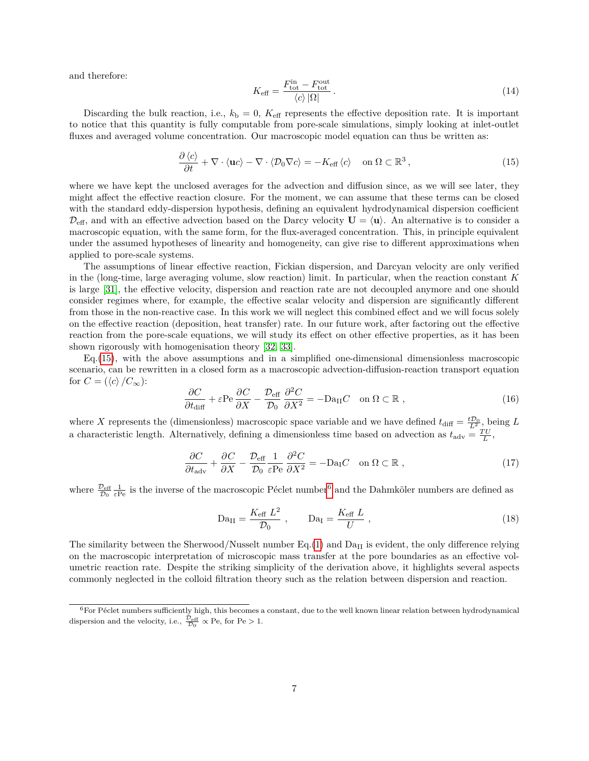and therefore:

$$K_{\text{eff}} = \frac{F_{\text{tot}}^{\text{in}} - F_{\text{tot}}^{\text{out}}}{\langle c \rangle \, |\Omega|} \,. \tag{14}$$

Discarding the bulk reaction, i.e., $k_{\text{b}} = 0$, $K_{\text{eff}}$ represents the effective deposition rate. It is important to notice that this quantity is fully computable from pore-scale simulations, simply looking at inlet-outlet fluxes and averaged volume concentration. Our macroscopic model equation can thus be written as:

$$\frac{\partial \langle c \rangle}{\partial t} + \nabla \cdot \langle \mathbf{u} c \rangle - \nabla \cdot \langle \mathcal{D}_0 \nabla c \rangle = -K_{\text{eff}} \langle c \rangle \quad \text{on } \Omega \subset \mathbb{R}^3 \,, \tag{15}$$

where we have kept the unclosed averages for the advection and diffusion since, as we will see later, they might affect the effective reaction closure. For the moment, we can assume that these terms can be closed with the standard eddy-dispersion hypothesis, defining an equivalent hydrodynamical dispersion coefficient $\mathcal{D}_{\text{eff}}$, and with an effective advection based on the Darcy velocity $\mathbf{U} = \langle \mathbf{u} \rangle$. An alternative is to consider a macroscopic equation, with the same form, for the flux-averaged concentration. This, in principle equivalent under the assumed hypotheses of linearity and homogeneity, can give rise to different approximations when applied to pore-scale systems.

The assumptions of linear effective reaction, Fickian dispersion, and Darcyan velocity are only verified in the (long-time, large averaging volume, slow reaction) limit. In particular, when the reaction constant $K$ is large [31], the effective velocity, dispersion and reaction rate are not decoupled anymore and one should consider regimes where, for example, the effective scalar velocity and dispersion are significantly different from those in the non-reactive case. In this work we will neglect this combined effect and we will focus solely on the effective reaction (deposition, heat transfer) rate. In our future work, after factoring out the effective reaction from the pore-scale equations, we will study its effect on other effective properties, as it has been shown rigorously with homogenisation theory [32, 33].

Eq.(15), with the above assumptions and in a simplified one-dimensional dimensionless macroscopic scenario, can be rewritten in a closed form as a macroscopic advection-diffusion-reaction transport equation for $C = (\langle c \rangle / C_\infty)$:

$$\frac{\partial C}{\partial t_{\text{diff}}} + \varepsilon \text{Pe} \frac{\partial C}{\partial X} - \frac{\mathcal{D}_{\text{eff}}}{\mathcal{D}_0} \frac{\partial^2 C}{\partial X^2} = -\text{Da}_{\text{II}} C \quad \text{on } \Omega \subset \mathbb{R} \,, \tag{16}$$

where $X$ represents the (dimensionless) macroscopic space variable and we have defined $t_{\text{diff}} = \frac{t \mathcal{D}_0}{L^2}$, being $L$ a characteristic length. Alternatively, defining a dimensionless time based on advection as $t_{\text{adv}} = \frac{TU}{L}$,

$$\frac{\partial C}{\partial t_{\text{adv}}} + \frac{\partial C}{\partial X} - \frac{\mathcal{D}_{\text{eff}}}{\mathcal{D}_0} \frac{1}{\varepsilon \text{Pe}} \frac{\partial^2 C}{\partial X^2} = -\text{Da}_{\text{I}} C \quad \text{on } \Omega \subset \mathbb{R} \,, \tag{17}$$

where $\frac{\mathcal{D}_{\text{eff}}}{\mathcal{D}_0} \frac{1}{\varepsilon \text{Pe}}$ is the inverse of the macroscopic Péclet number[6] and the Dahmköler numbers are defined as

$$\text{Da}_{\text{II}} = \frac{K_{\text{eff}} \, L^2}{\mathcal{D}_0} \,, \qquad \text{Da}_{\text{I}} = \frac{K_{\text{eff}} \, L}{U} \,, \tag{18}$$

The similarity between the Sherwood/Nusselt number Eq.(1) and $\text{Da}_{\text{II}}$ is evident, the only difference relying on the macroscopic interpretation of microscopic mass transfer at the pore boundaries as an effective volumetric reaction rate. Despite the striking simplicity of the derivation above, it highlights several aspects commonly neglected in the colloid filtration theory such as the relation between dispersion and reaction.

---

[6] For Péclet numbers sufficiently high, this becomes a constant, due to the well known linear relation between hydrodynamical dispersion and the velocity, i.e., $\frac{\mathcal{D}_{\text{eff}}}{\mathcal{D}_0} \propto \text{Pe}$, for $\text{Pe} > 1$.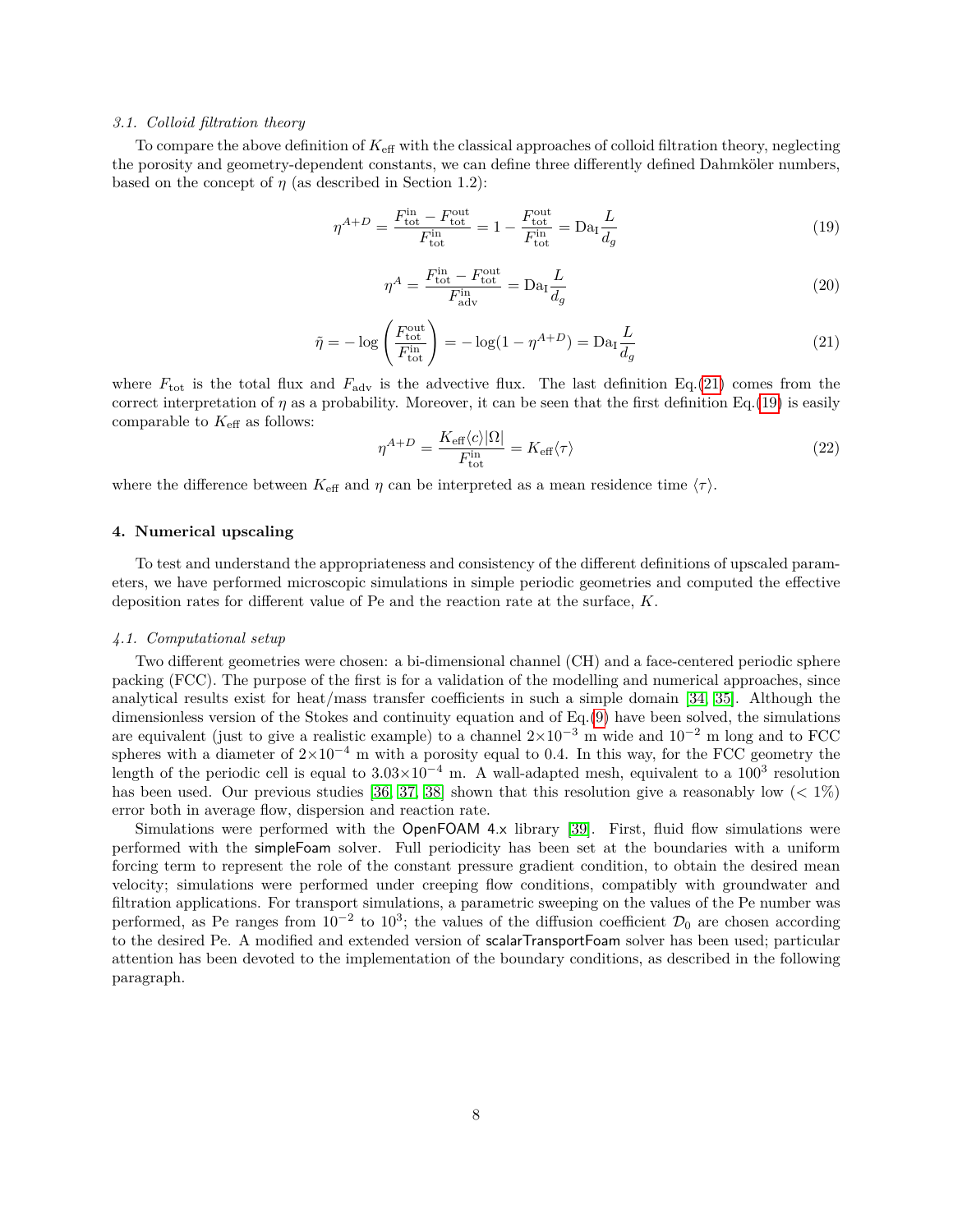### 3.1. Colloid filtration theory

To compare the above definition of $K_{\rm eff}$ with the classical approaches of colloid filtration theory, neglecting the porosity and geometry-dependent constants, we can define three differently defined Dahmköler numbers, based on the concept of $\eta$ (as described in Section 1.2):

$$\eta^{A+D} = \frac{F_{\rm tot}^{\rm in} - F_{\rm tot}^{\rm out}}{F_{\rm tot}^{\rm in}} = 1 - \frac{F_{\rm tot}^{\rm out}}{F_{\rm tot}^{\rm in}} = {\rm Da_I}\frac{L}{d_g} \tag{19}$$

$$\eta^{A} = \frac{F_{\rm tot}^{\rm in} - F_{\rm tot}^{\rm out}}{F_{\rm adv}^{\rm in}} = {\rm Da_I}\frac{L}{d_g} \tag{20}$$

$$\tilde{\eta} = -\log\left(\frac{F_{\rm tot}^{\rm out}}{F_{\rm tot}^{\rm in}}\right) = -\log(1-\eta^{A+D}) = {\rm Da_I}\frac{L}{d_g} \tag{21}$$

where $F_{\rm tot}$ is the total flux and $F_{\rm adv}$ is the advective flux. The last definition Eq.(21) comes from the correct interpretation of $\eta$ as a probability. Moreover, it can be seen that the first definition Eq.(19) is easily comparable to $K_{\rm eff}$ as follows:

$$\eta^{A+D} = \frac{K_{\rm eff}\langle c\rangle|\Omega|}{F_{\rm tot}^{\rm in}} = K_{\rm eff}\langle\tau\rangle \tag{22}$$

where the difference between $K_{\rm eff}$ and $\eta$ can be interpreted as a mean residence time $\langle\tau\rangle$.

## 4. Numerical upscaling

To test and understand the appropriateness and consistency of the different definitions of upscaled parameters, we have performed microscopic simulations in simple periodic geometries and computed the effective deposition rates for different value of Pe and the reaction rate at the surface, $K$.

### 4.1. Computational setup

Two different geometries were chosen: a bi-dimensional channel (CH) and a face-centered periodic sphere packing (FCC). The purpose of the first is for a validation of the modelling and numerical approaches, since analytical results exist for heat/mass transfer coefficients in such a simple domain [34, 35]. Although the dimensionless version of the Stokes and continuity equation and of Eq.(9) have been solved, the simulations are equivalent (just to give a realistic example) to a channel $2\times10^{-3}$ m wide and $10^{-2}$ m long and to FCC spheres with a diameter of $2\times10^{-4}$ m with a porosity equal to 0.4. In this way, for the FCC geometry the length of the periodic cell is equal to $3.03\times10^{-4}$ m. A wall-adapted mesh, equivalent to a $100^3$ resolution has been used. Our previous studies [36, 37, 38] shown that this resolution give a reasonably low ($<1\%$) error both in average flow, dispersion and reaction rate.

Simulations were performed with the OpenFOAM 4.x library [39]. First, fluid flow simulations were performed with the simpleFoam solver. Full periodicity has been set at the boundaries with a uniform forcing term to represent the role of the constant pressure gradient condition, to obtain the desired mean velocity; simulations were performed under creeping flow conditions, compatibly with groundwater and filtration applications. For transport simulations, a parametric sweeping on the values of the Pe number was performed, as Pe ranges from $10^{-2}$ to $10^{3}$; the values of the diffusion coefficient $\mathcal{D}_0$ are chosen according to the desired Pe. A modified and extended version of scalarTransportFoam solver has been used; particular attention has been devoted to the implementation of the boundary conditions, as described in the following paragraph.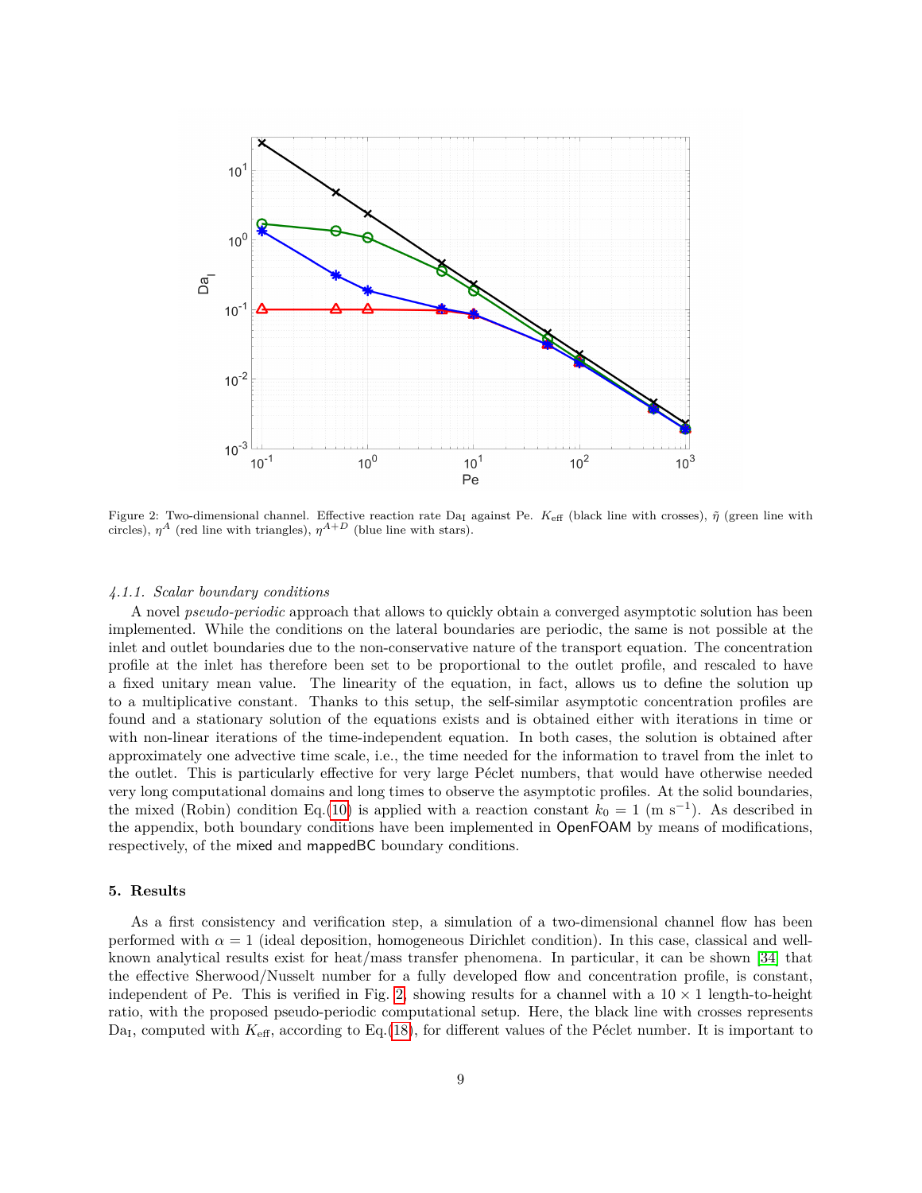Figure 2: Two-dimensional channel. Effective reaction rate $\mathrm{Da_I}$ against Pe. $K_{\mathrm{eff}}$ (black line with crosses), $\tilde{\eta}$ (green line with circles), $\eta^A$ (red line with triangles), $\eta^{A+D}$ (blue line with stars).

#### *4.1.1. Scalar boundary conditions*

A novel *pseudo-periodic* approach that allows to quickly obtain a converged asymptotic solution has been implemented. While the conditions on the lateral boundaries are periodic, the same is not possible at the inlet and outlet boundaries due to the non-conservative nature of the transport equation. The concentration profile at the inlet has therefore been set to be proportional to the outlet profile, and rescaled to have a fixed unitary mean value. The linearity of the equation, in fact, allows us to define the solution up to a multiplicative constant. Thanks to this setup, the self-similar asymptotic concentration profiles are found and a stationary solution of the equations exists and is obtained either with iterations in time or with non-linear iterations of the time-independent equation. In both cases, the solution is obtained after approximately one advective time scale, i.e., the time needed for the information to travel from the inlet to the outlet. This is particularly effective for very large Péclet numbers, that would have otherwise needed very long computational domains and long times to observe the asymptotic profiles. At the solid boundaries, the mixed (Robin) condition Eq.(10) is applied with a reaction constant $k_0 = 1$ (m s$^{-1}$). As described in the appendix, both boundary conditions have been implemented in OpenFOAM by means of modifications, respectively, of the mixed and mappedBC boundary conditions.

## 5. Results

As a first consistency and verification step, a simulation of a two-dimensional channel flow has been performed with $\alpha = 1$ (ideal deposition, homogeneous Dirichlet condition). In this case, classical and well-known analytical results exist for heat/mass transfer phenomena. In particular, it can be shown [34] that the effective Sherwood/Nusselt number for a fully developed flow and concentration profile, is constant, independent of Pe. This is verified in Fig. 2, showing results for a channel with a $10 \times 1$ length-to-height ratio, with the proposed pseudo-periodic computational setup. Here, the black line with crosses represents $\mathrm{Da_I}$, computed with $K_{\mathrm{eff}}$, according to Eq.(18), for different values of the Péclet number. It is important to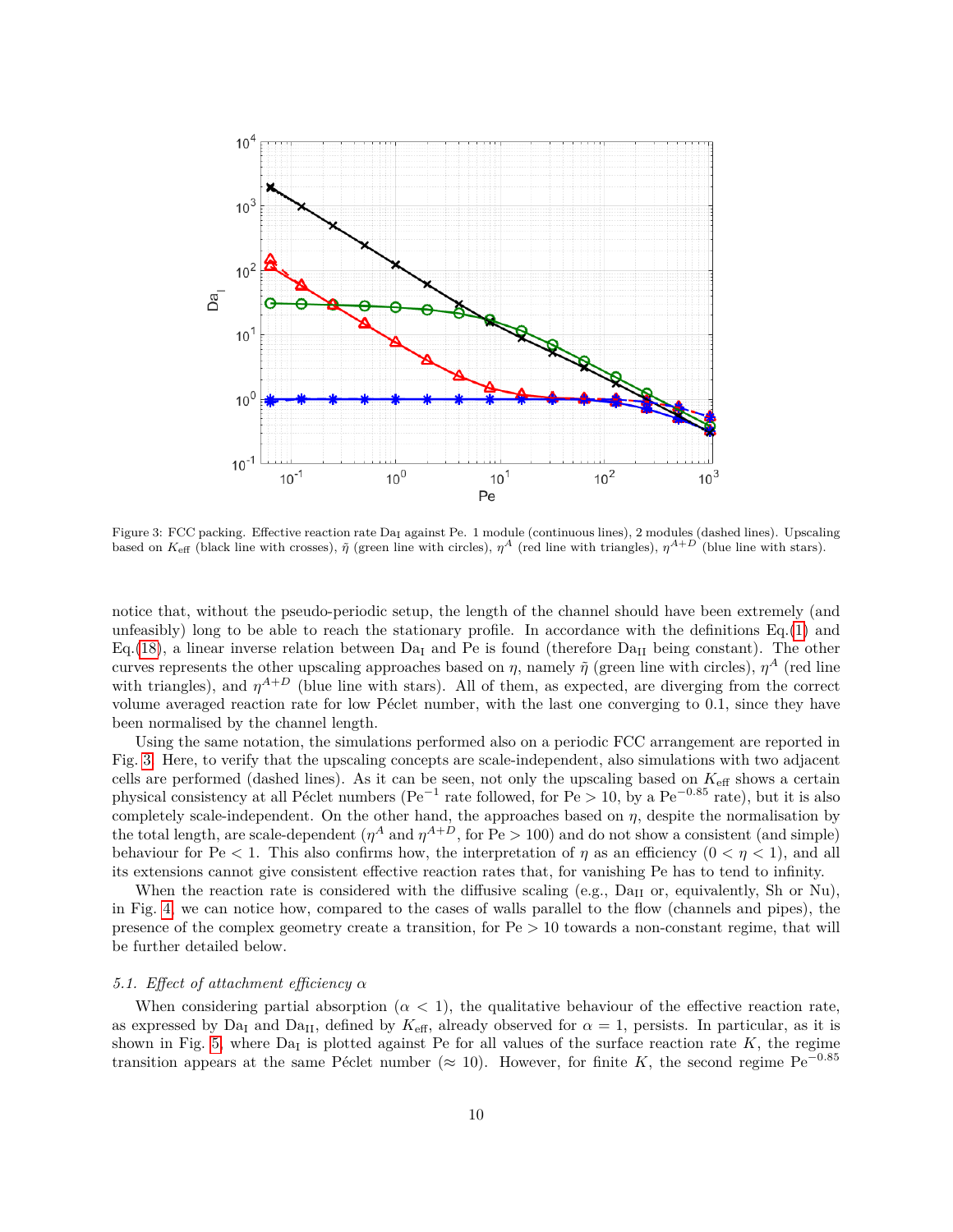Figure 3: FCC packing. Effective reaction rate $\mathrm{Da_I}$ against Pe. 1 module (continuous lines), 2 modules (dashed lines). Upscaling based on $K_{\mathrm{eff}}$ (black line with crosses), $\tilde{\eta}$ (green line with circles), $\eta^A$ (red line with triangles), $\eta^{A+D}$ (blue line with stars).

notice that, without the pseudo-periodic setup, the length of the channel should have been extremely (and unfeasibly) long to be able to reach the stationary profile. In accordance with the definitions Eq.(1) and Eq.(18), a linear inverse relation between $\mathrm{Da_I}$ and Pe is found (therefore $\mathrm{Da_{II}}$ being constant). The other curves represents the other upscaling approaches based on $\eta$, namely $\tilde{\eta}$ (green line with circles), $\eta^A$ (red line with triangles), and $\eta^{A+D}$ (blue line with stars). All of them, as expected, are diverging from the correct volume averaged reaction rate for low Péclet number, with the last one converging to 0.1, since they have been normalised by the channel length.

Using the same notation, the simulations performed also on a periodic FCC arrangement are reported in Fig. 3. Here, to verify that the upscaling concepts are scale-independent, also simulations with two adjacent cells are performed (dashed lines). As it can be seen, not only the upscaling based on $K_{\mathrm{eff}}$ shows a certain physical consistency at all Péclet numbers ($\mathrm{Pe}^{-1}$ rate followed, for $\mathrm{Pe} > 10$, by a $\mathrm{Pe}^{-0.85}$ rate), but it is also completely scale-independent. On the other hand, the approaches based on $\eta$, despite the normalisation by the total length, are scale-dependent ($\eta^A$ and $\eta^{A+D}$, for $\mathrm{Pe} > 100$) and do not show a consistent (and simple) behaviour for $\mathrm{Pe} < 1$. This also confirms how, the interpretation of $\eta$ as an efficiency ($0 < \eta < 1$), and all its extensions cannot give consistent effective reaction rates that, for vanishing Pe has to tend to infinity.

When the reaction rate is considered with the diffusive scaling (e.g., $\mathrm{Da_{II}}$ or, equivalently, Sh or Nu), in Fig. 4, we can notice how, compared to the cases of walls parallel to the flow (channels and pipes), the presence of the complex geometry create a transition, for $\mathrm{Pe} > 10$ towards a non-constant regime, that will be further detailed below.

### *5.1. Effect of attachment efficiency $\alpha$*

When considering partial absorption ($\alpha < 1$), the qualitative behaviour of the effective reaction rate, as expressed by $\mathrm{Da_I}$ and $\mathrm{Da_{II}}$, defined by $K_{\mathrm{eff}}$, already observed for $\alpha = 1$, persists. In particular, as it is shown in Fig. 5, where $\mathrm{Da_I}$ is plotted against Pe for all values of the surface reaction rate $K$, the regime transition appears at the same Péclet number ($\approx 10$). However, for finite $K$, the second regime $\mathrm{Pe}^{-0.85}$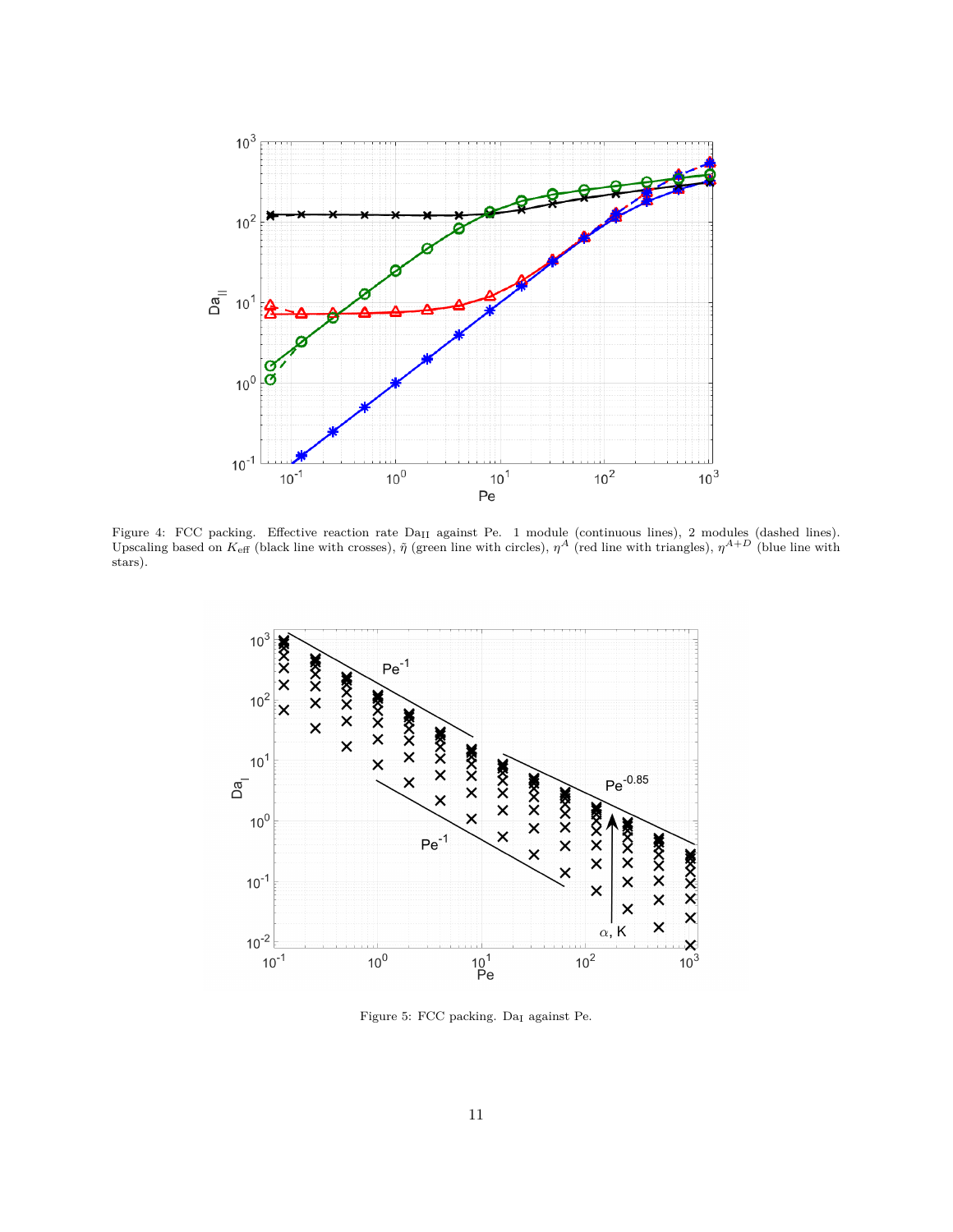Figure 4: FCC packing. Effective reaction rate $\mathrm{Da_{II}}$ against Pe. 1 module (continuous lines), 2 modules (dashed lines). Upscaling based on $K_{\mathrm{eff}}$ (black line with crosses), $\tilde{\eta}$ (green line with circles), $\eta^{A}$ (red line with triangles), $\eta^{A+D}$ (blue line with stars).

Figure 5: FCC packing. $\mathrm{Da_{I}}$ against Pe.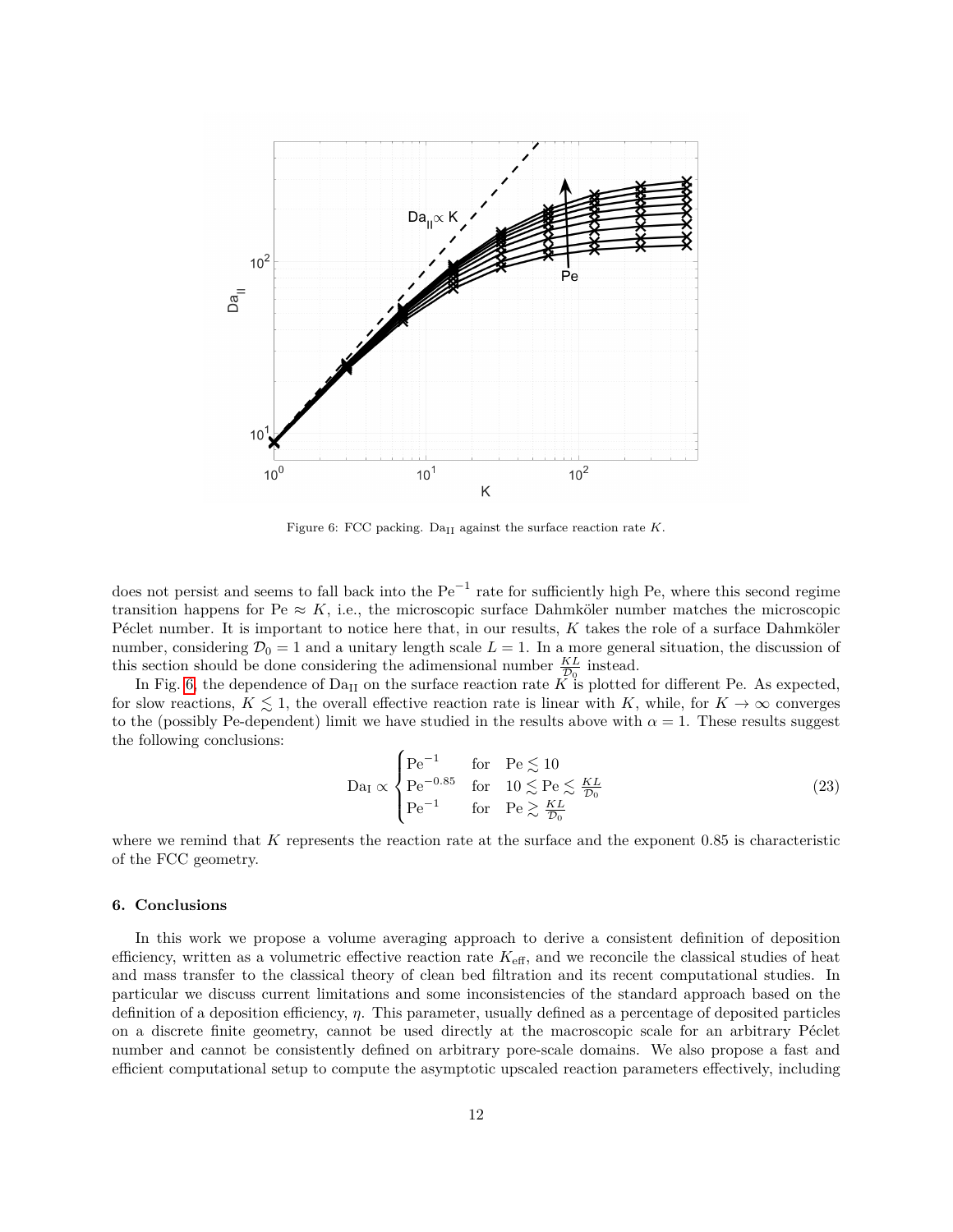Figure 6: FCC packing. $\mathrm{Da_{II}}$ against the surface reaction rate $K$.

does not persist and seems to fall back into the $\mathrm{Pe}^{-1}$ rate for sufficiently high Pe, where this second regime transition happens for $\mathrm{Pe} \approx K$, i.e., the microscopic surface Dahmköler number matches the microscopic Péclet number. It is important to notice here that, in our results, $K$ takes the role of a surface Dahmköler number, considering $\mathcal{D}_0 = 1$ and a unitary length scale $L = 1$. In a more general situation, the discussion of this section should be done considering the adimensional number $\frac{KL}{\mathcal{D}_0}$ instead.

In Fig. 6, the dependence of $\mathrm{Da_{II}}$ on the surface reaction rate $K$ is plotted for different Pe. As expected, for slow reactions, $K \lesssim 1$, the overall effective reaction rate is linear with $K$, while, for $K \to \infty$ converges to the (possibly Pe-dependent) limit we have studied in the results above with $\alpha = 1$. These results suggest the following conclusions:

$$
\mathrm{Da_I} \propto \begin{cases} \mathrm{Pe}^{-1} & \text{for} \quad \mathrm{Pe} \lesssim 10 \\ \mathrm{Pe}^{-0.85} & \text{for} \quad 10 \lesssim \mathrm{Pe} \lesssim \frac{KL}{\mathcal{D}_0} \\ \mathrm{Pe}^{-1} & \text{for} \quad \mathrm{Pe} \gtrsim \frac{KL}{\mathcal{D}_0} \end{cases} \tag{23}
$$

where we remind that $K$ represents the reaction rate at the surface and the exponent 0.85 is characteristic of the FCC geometry.

## 6. Conclusions

In this work we propose a volume averaging approach to derive a consistent definition of deposition efficiency, written as a volumetric effective reaction rate $K_{\mathrm{eff}}$, and we reconcile the classical studies of heat and mass transfer to the classical theory of clean bed filtration and its recent computational studies. In particular we discuss current limitations and some inconsistencies of the standard approach based on the definition of a deposition efficiency, $\eta$. This parameter, usually defined as a percentage of deposited particles on a discrete finite geometry, cannot be used directly at the macroscopic scale for an arbitrary Péclet number and cannot be consistently defined on arbitrary pore-scale domains. We also propose a fast and efficient computational setup to compute the asymptotic upscaled reaction parameters effectively, including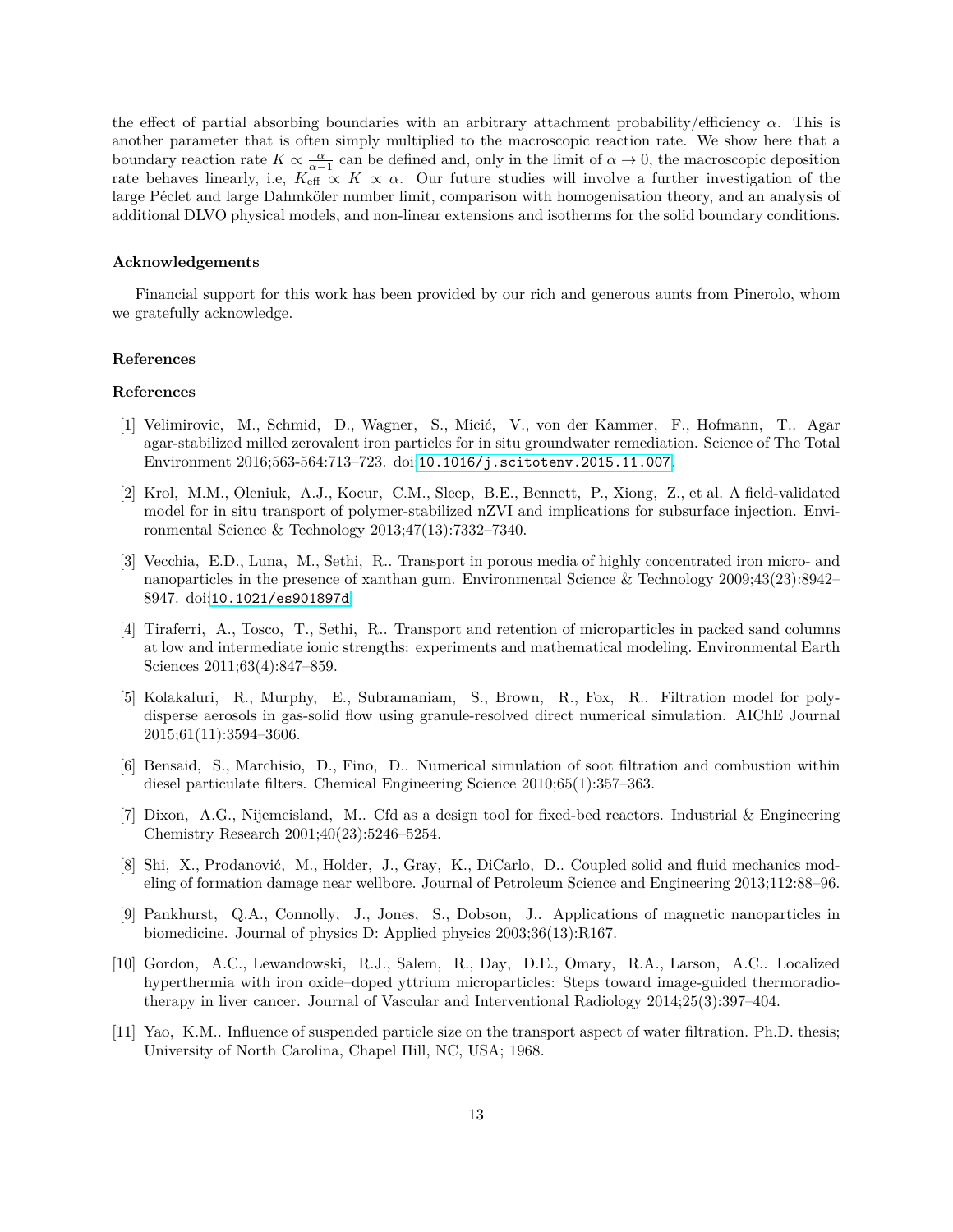the effect of partial absorbing boundaries with an arbitrary attachment probability/efficiency $\alpha$. This is another parameter that is often simply multiplied to the macroscopic reaction rate. We show here that a boundary reaction rate $K \propto \frac{\alpha}{\alpha-1}$ can be defined and, only in the limit of $\alpha \to 0$, the macroscopic deposition rate behaves linearly, i.e, $K_{\text{eff}} \propto K \propto \alpha$. Our future studies will involve a further investigation of the large Péclet and large Dahmköler number limit, comparison with homogenisation theory, and an analysis of additional DLVO physical models, and non-linear extensions and isotherms for the solid boundary conditions.

### Acknowledgements

Financial support for this work has been provided by our rich and generous aunts from Pinerolo, whom we gratefully acknowledge.

### References

### References

[1] Velimirovic, M., Schmid, D., Wagner, S., Micić, V., von der Kammer, F., Hofmann, T.. Agar agar-stabilized milled zerovalent iron particles for in situ groundwater remediation. Science of The Total Environment 2016;563-564:713–723. doi:10.1016/j.scitotenv.2015.11.007.

[2] Krol, M.M., Oleniuk, A.J., Kocur, C.M., Sleep, B.E., Bennett, P., Xiong, Z., et al. A field-validated model for in situ transport of polymer-stabilized nZVI and implications for subsurface injection. Environmental Science & Technology 2013;47(13):7332–7340.

[3] Vecchia, E.D., Luna, M., Sethi, R.. Transport in porous media of highly concentrated iron micro- and nanoparticles in the presence of xanthan gum. Environmental Science & Technology 2009;43(23):8942–8947. doi:10.1021/es901897d.

[4] Tiraferri, A., Tosco, T., Sethi, R.. Transport and retention of microparticles in packed sand columns at low and intermediate ionic strengths: experiments and mathematical modeling. Environmental Earth Sciences 2011;63(4):847–859.

[5] Kolakaluri, R., Murphy, E., Subramaniam, S., Brown, R., Fox, R.. Filtration model for polydisperse aerosols in gas-solid flow using granule-resolved direct numerical simulation. AIChE Journal 2015;61(11):3594–3606.

[6] Bensaid, S., Marchisio, D., Fino, D.. Numerical simulation of soot filtration and combustion within diesel particulate filters. Chemical Engineering Science 2010;65(1):357–363.

[7] Dixon, A.G., Nijemeisland, M.. Cfd as a design tool for fixed-bed reactors. Industrial & Engineering Chemistry Research 2001;40(23):5246–5254.

[8] Shi, X., Prodanović, M., Holder, J., Gray, K., DiCarlo, D.. Coupled solid and fluid mechanics modeling of formation damage near wellbore. Journal of Petroleum Science and Engineering 2013;112:88–96.

[9] Pankhurst, Q.A., Connolly, J., Jones, S., Dobson, J.. Applications of magnetic nanoparticles in biomedicine. Journal of physics D: Applied physics 2003;36(13):R167.

[10] Gordon, A.C., Lewandowski, R.J., Salem, R., Day, D.E., Omary, R.A., Larson, A.C.. Localized hyperthermia with iron oxide–doped yttrium microparticles: Steps toward image-guided thermoradiotherapy in liver cancer. Journal of Vascular and Interventional Radiology 2014;25(3):397–404.

[11] Yao, K.M.. Influence of suspended particle size on the transport aspect of water filtration. Ph.D. thesis; University of North Carolina, Chapel Hill, NC, USA; 1968.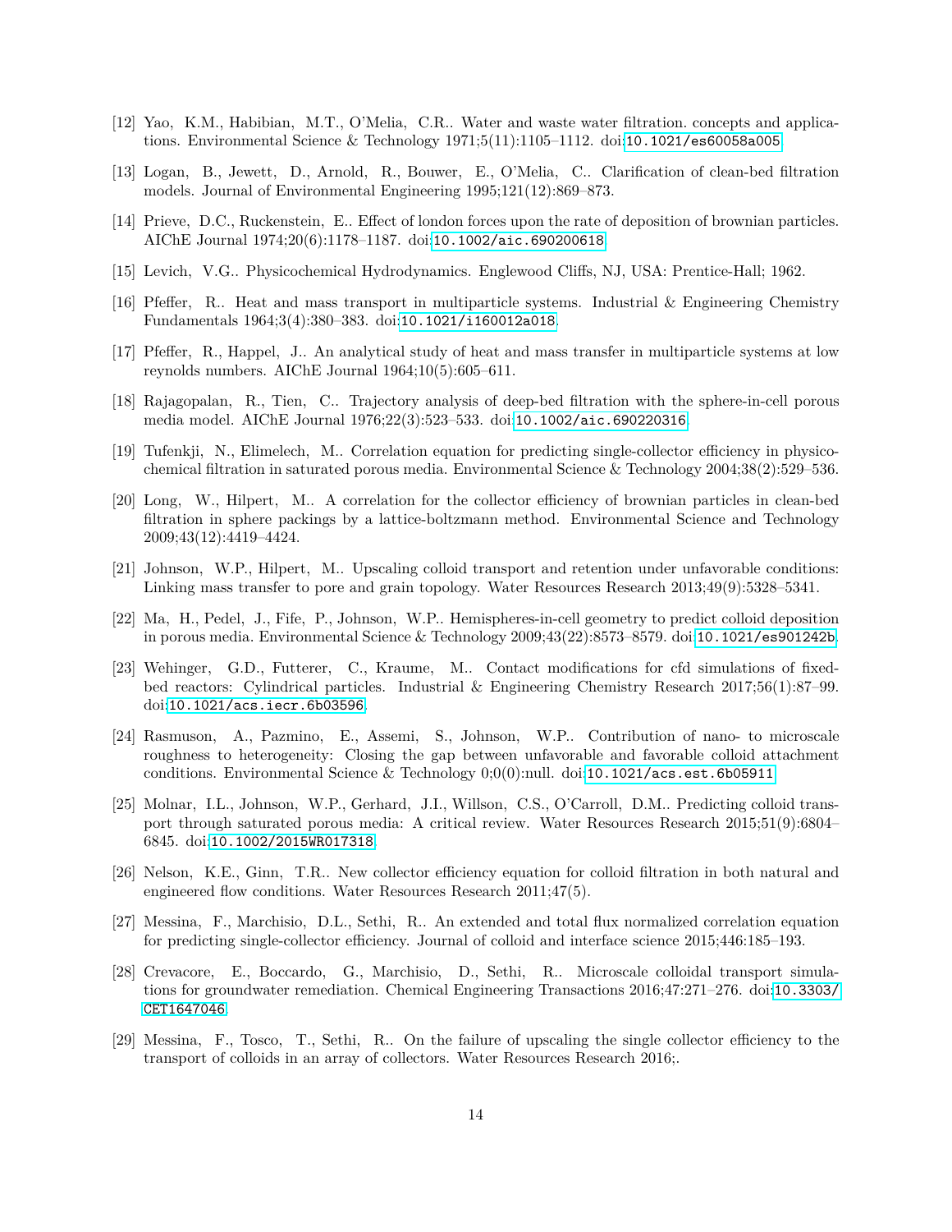[12] Yao, K.M., Habibian, M.T., O'Melia, C.R.. Water and waste water filtration. concepts and applications. Environmental Science & Technology 1971;5(11):1105–1112. doi:10.1021/es60058a005.

[13] Logan, B., Jewett, D., Arnold, R., Bouwer, E., O'Melia, C.. Clarification of clean-bed filtration models. Journal of Environmental Engineering 1995;121(12):869–873.

[14] Prieve, D.C., Ruckenstein, E.. Effect of london forces upon the rate of deposition of brownian particles. AIChE Journal 1974;20(6):1178–1187. doi:10.1002/aic.690200618.

[15] Levich, V.G.. Physicochemical Hydrodynamics. Englewood Cliffs, NJ, USA: Prentice-Hall; 1962.

[16] Pfeffer, R.. Heat and mass transport in multiparticle systems. Industrial & Engineering Chemistry Fundamentals 1964;3(4):380–383. doi:10.1021/i160012a018.

[17] Pfeffer, R., Happel, J.. An analytical study of heat and mass transfer in multiparticle systems at low reynolds numbers. AIChE Journal 1964;10(5):605–611.

[18] Rajagopalan, R., Tien, C.. Trajectory analysis of deep-bed filtration with the sphere-in-cell porous media model. AIChE Journal 1976;22(3):523–533. doi:10.1002/aic.690220316.

[19] Tufenkji, N., Elimelech, M.. Correlation equation for predicting single-collector efficiency in physicochemical filtration in saturated porous media. Environmental Science & Technology 2004;38(2):529–536.

[20] Long, W., Hilpert, M.. A correlation for the collector efficiency of brownian particles in clean-bed filtration in sphere packings by a lattice-boltzmann method. Environmental Science and Technology 2009;43(12):4419–4424.

[21] Johnson, W.P., Hilpert, M.. Upscaling colloid transport and retention under unfavorable conditions: Linking mass transfer to pore and grain topology. Water Resources Research 2013;49(9):5328–5341.

[22] Ma, H., Pedel, J., Fife, P., Johnson, W.P.. Hemispheres-in-cell geometry to predict colloid deposition in porous media. Environmental Science & Technology 2009;43(22):8573–8579. doi:10.1021/es901242b.

[23] Wehinger, G.D., Futterer, C., Kraume, M.. Contact modifications for cfd simulations of fixed-bed reactors: Cylindrical particles. Industrial & Engineering Chemistry Research 2017;56(1):87–99. doi:10.1021/acs.iecr.6b03596.

[24] Rasmuson, A., Pazmino, E., Assemi, S., Johnson, W.P.. Contribution of nano- to microscale roughness to heterogeneity: Closing the gap between unfavorable and favorable colloid attachment conditions. Environmental Science & Technology 0;0(0):null. doi:10.1021/acs.est.6b05911.

[25] Molnar, I.L., Johnson, W.P., Gerhard, J.I., Willson, C.S., O'Carroll, D.M.. Predicting colloid transport through saturated porous media: A critical review. Water Resources Research 2015;51(9):6804–6845. doi:10.1002/2015WR017318.

[26] Nelson, K.E., Ginn, T.R.. New collector efficiency equation for colloid filtration in both natural and engineered flow conditions. Water Resources Research 2011;47(5).

[27] Messina, F., Marchisio, D.L., Sethi, R.. An extended and total flux normalized correlation equation for predicting single-collector efficiency. Journal of colloid and interface science 2015;446:185–193.

[28] Crevacore, E., Boccardo, G., Marchisio, D., Sethi, R.. Microscale colloidal transport simulations for groundwater remediation. Chemical Engineering Transactions 2016;47:271–276. doi:10.3303/CET1647046.

[29] Messina, F., Tosco, T., Sethi, R.. On the failure of upscaling the single collector efficiency to the transport of colloids in an array of collectors. Water Resources Research 2016;.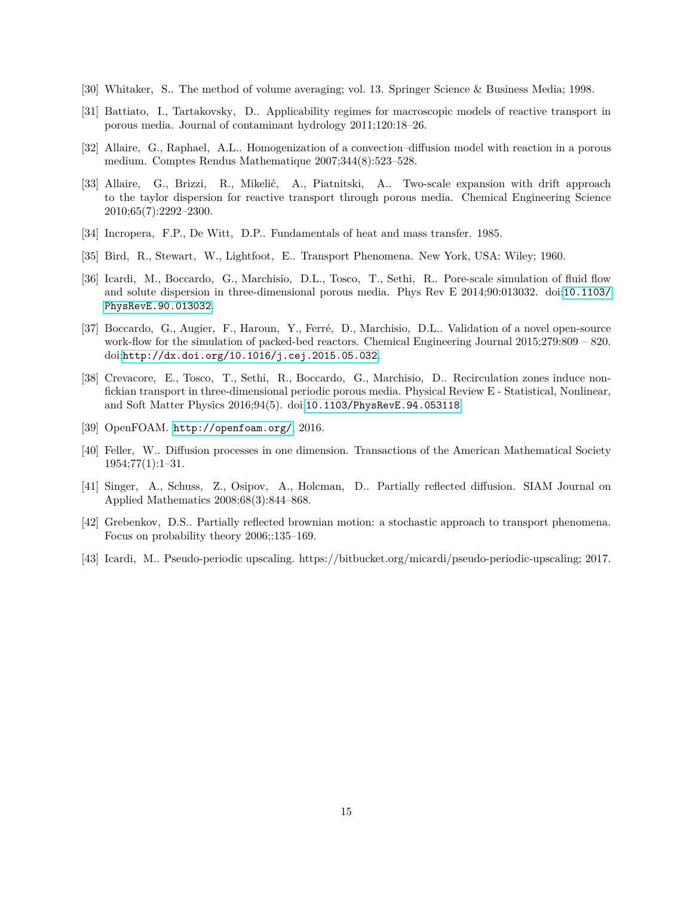[30] Whitaker, S.. The method of volume averaging; vol. 13. Springer Science & Business Media; 1998.

[31] Battiato, I., Tartakovsky, D.. Applicability regimes for macroscopic models of reactive transport in porous media. Journal of contaminant hydrology 2011;120:18–26.

[32] Allaire, G., Raphael, A.L.. Homogenization of a convection–diffusion model with reaction in a porous medium. Comptes Rendus Mathematique 2007;344(8):523–528.

[33] Allaire, G., Brizzi, R., Mikelić, A., Piatnitski, A.. Two-scale expansion with drift approach to the taylor dispersion for reactive transport through porous media. Chemical Engineering Science 2010;65(7):2292–2300.

[34] Incropera, F.P., De Witt, D.P.. Fundamentals of heat and mass transfer. 1985.

[35] Bird, R., Stewart, W., Lightfoot, E.. Transport Phenomena. New York, USA: Wiley; 1960.

[36] Icardi, M., Boccardo, G., Marchisio, D.L., Tosco, T., Sethi, R.. Pore-scale simulation of fluid flow and solute dispersion in three-dimensional porous media. Phys Rev E 2014;90:013032. doi:10.1103/PhysRevE.90.013032.

[37] Boccardo, G., Augier, F., Haroun, Y., Ferré, D., Marchisio, D.L.. Validation of a novel open-source work-flow for the simulation of packed-bed reactors. Chemical Engineering Journal 2015;279:809 – 820. doi:http://dx.doi.org/10.1016/j.cej.2015.05.032.

[38] Crevacore, E., Tosco, T., Sethi, R., Boccardo, G., Marchisio, D.. Recirculation zones induce non-fickian transport in three-dimensional periodic porous media. Physical Review E - Statistical, Nonlinear, and Soft Matter Physics 2016;94(5). doi:10.1103/PhysRevE.94.053118.

[39] OpenFOAM. http://openfoam.org/; 2016.

[40] Feller, W.. Diffusion processes in one dimension. Transactions of the American Mathematical Society 1954;77(1):1–31.

[41] Singer, A., Schuss, Z., Osipov, A., Holcman, D.. Partially reflected diffusion. SIAM Journal on Applied Mathematics 2008;68(3):844–868.

[42] Grebenkov, D.S.. Partially reflected brownian motion: a stochastic approach to transport phenomena. Focus on probability theory 2006;:135–169.

[43] Icardi, M.. Pseudo-periodic upscaling. https://bitbucket.org/micardi/pseudo-periodic-upscaling; 2017.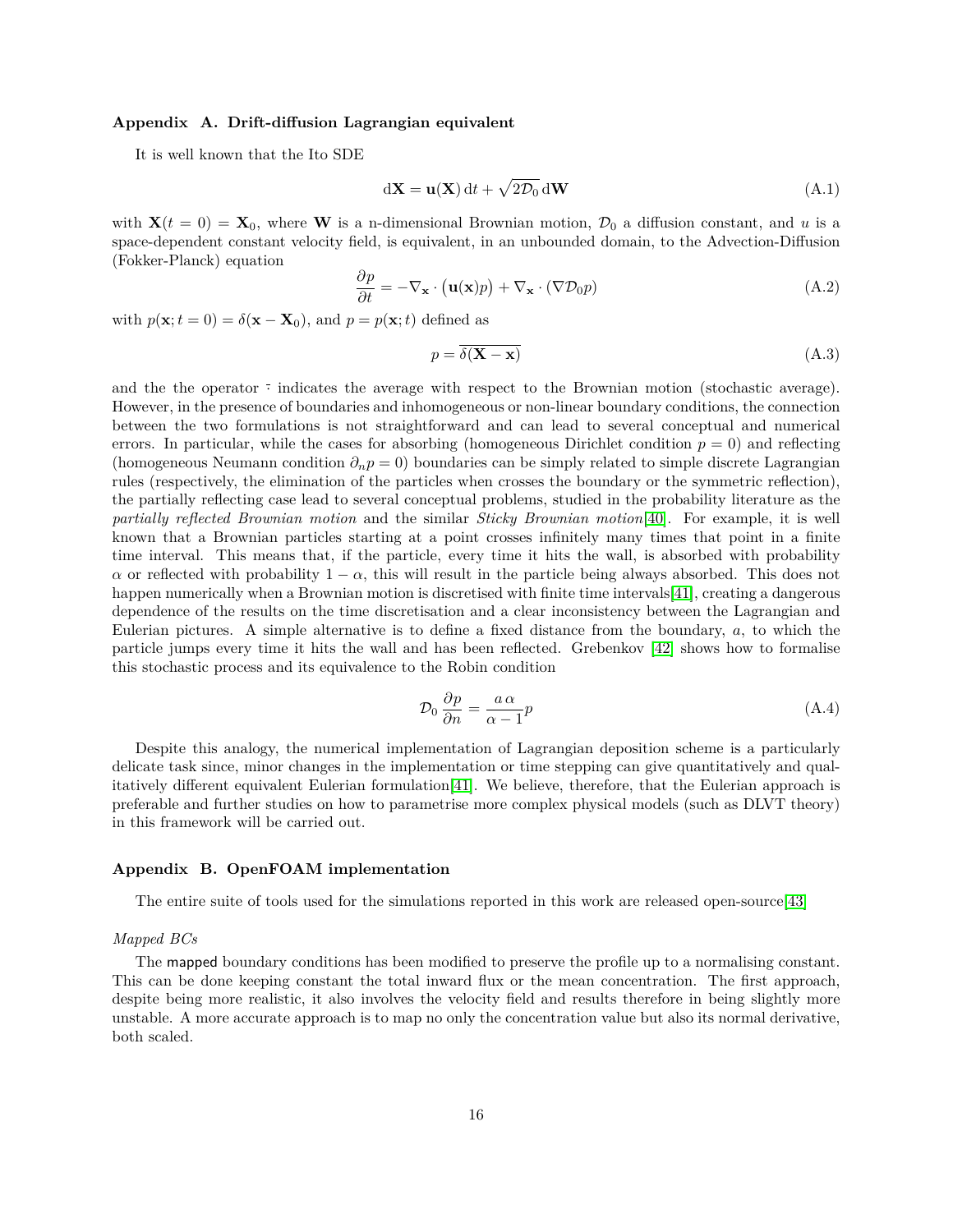## Appendix A. Drift-diffusion Lagrangian equivalent

It is well known that the Ito SDE

$$\mathrm{d}\mathbf{X} = \mathbf{u}(\mathbf{X})\,\mathrm{d}t + \sqrt{2\mathcal{D}_0}\,\mathrm{d}\mathbf{W} \tag{A.1}$$

with $\mathbf{X}(t=0) = \mathbf{X}_0$, where $\mathbf{W}$ is a n-dimensional Brownian motion, $\mathcal{D}_0$ a diffusion constant, and $u$ is a space-dependent constant velocity field, is equivalent, in an unbounded domain, to the Advection-Diffusion (Fokker-Planck) equation

$$\frac{\partial p}{\partial t} = -\nabla_{\mathbf{x}} \cdot \big(\mathbf{u}(\mathbf{x})p\big) + \nabla_{\mathbf{x}} \cdot (\nabla \mathcal{D}_0 p) \tag{A.2}$$

with $p(\mathbf{x}; t=0) = \delta(\mathbf{x} - \mathbf{X}_0)$, and $p = p(\mathbf{x}; t)$ defined as

$$p = \overline{\delta(\mathbf{X} - \mathbf{x})} \tag{A.3}$$

and the the operator $\bar{\cdot}$ indicates the average with respect to the Brownian motion (stochastic average). However, in the presence of boundaries and inhomogeneous or non-linear boundary conditions, the connection between the two formulations is not straightforward and can lead to several conceptual and numerical errors. In particular, while the cases for absorbing (homogeneous Dirichlet condition $p = 0$) and reflecting (homogeneous Neumann condition $\partial_n p = 0$) boundaries can be simply related to simple discrete Lagrangian rules (respectively, the elimination of the particles when crosses the boundary or the symmetric reflection), the partially reflecting case lead to several conceptual problems, studied in the probability literature as the *partially reflected Brownian motion* and the similar *Sticky Brownian motion*[40]. For example, it is well known that a Brownian particles starting at a point crosses infinitely many times that point in a finite time interval. This means that, if the particle, every time it hits the wall, is absorbed with probability $\alpha$ or reflected with probability $1 - \alpha$, this will result in the particle being always absorbed. This does not happen numerically when a Brownian motion is discretised with finite time intervals[41], creating a dangerous dependence of the results on the time discretisation and a clear inconsistency between the Lagrangian and Eulerian pictures. A simple alternative is to define a fixed distance from the boundary, $a$, to which the particle jumps every time it hits the wall and has been reflected. Grebenkov [42] shows how to formalise this stochastic process and its equivalence to the Robin condition

$$\mathcal{D}_0\,\frac{\partial p}{\partial n} = \frac{a\,\alpha}{\alpha - 1} p \tag{A.4}$$

Despite this analogy, the numerical implementation of Lagrangian deposition scheme is a particularly delicate task since, minor changes in the implementation or time stepping can give quantitatively and qualitatively different equivalent Eulerian formulation[41]. We believe, therefore, that the Eulerian approach is preferable and further studies on how to parametrise more complex physical models (such as DLVT theory) in this framework will be carried out.

## Appendix B. OpenFOAM implementation

The entire suite of tools used for the simulations reported in this work are released open-source[43]

*Mapped BCs*

The `mapped` boundary conditions has been modified to preserve the profile up to a normalising constant. This can be done keeping constant the total inward flux or the mean concentration. The first approach, despite being more realistic, it also involves the velocity field and results therefore in being slightly more unstable. A more accurate approach is to map no only the concentration value but also its normal derivative, both scaled.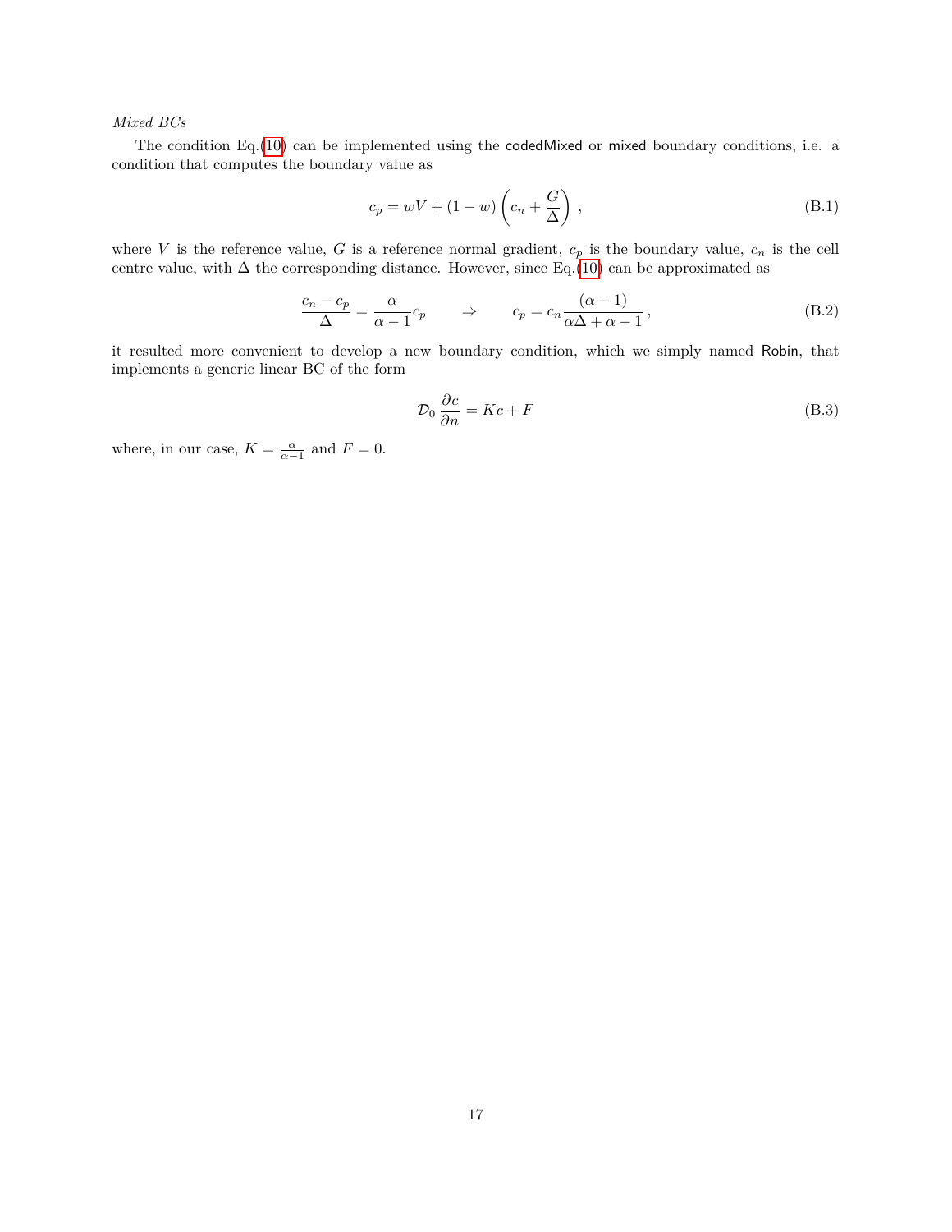*Mixed BCs*

The condition Eq.(10) can be implemented using the codedMixed or mixed boundary conditions, i.e. a condition that computes the boundary value as

$$c_p = wV + (1-w)\left(c_n + \frac{G}{\Delta}\right) , \tag{B.1}$$

where $V$ is the reference value, $G$ is a reference normal gradient, $c_p$ is the boundary value, $c_n$ is the cell centre value, with $\Delta$ the corresponding distance. However, since Eq.(10) can be approximated as

$$\frac{c_n - c_p}{\Delta} = \frac{\alpha}{\alpha - 1} c_p \qquad \Rightarrow \qquad c_p = c_n \frac{(\alpha - 1)}{\alpha\Delta + \alpha - 1} , \tag{B.2}$$

it resulted more convenient to develop a new boundary condition, which we simply named Robin, that implements a generic linear BC of the form

$$\mathcal{D}_0 \frac{\partial c}{\partial n} = Kc + F \tag{B.3}$$

where, in our case, $K = \frac{\alpha}{\alpha-1}$ and $F = 0$.